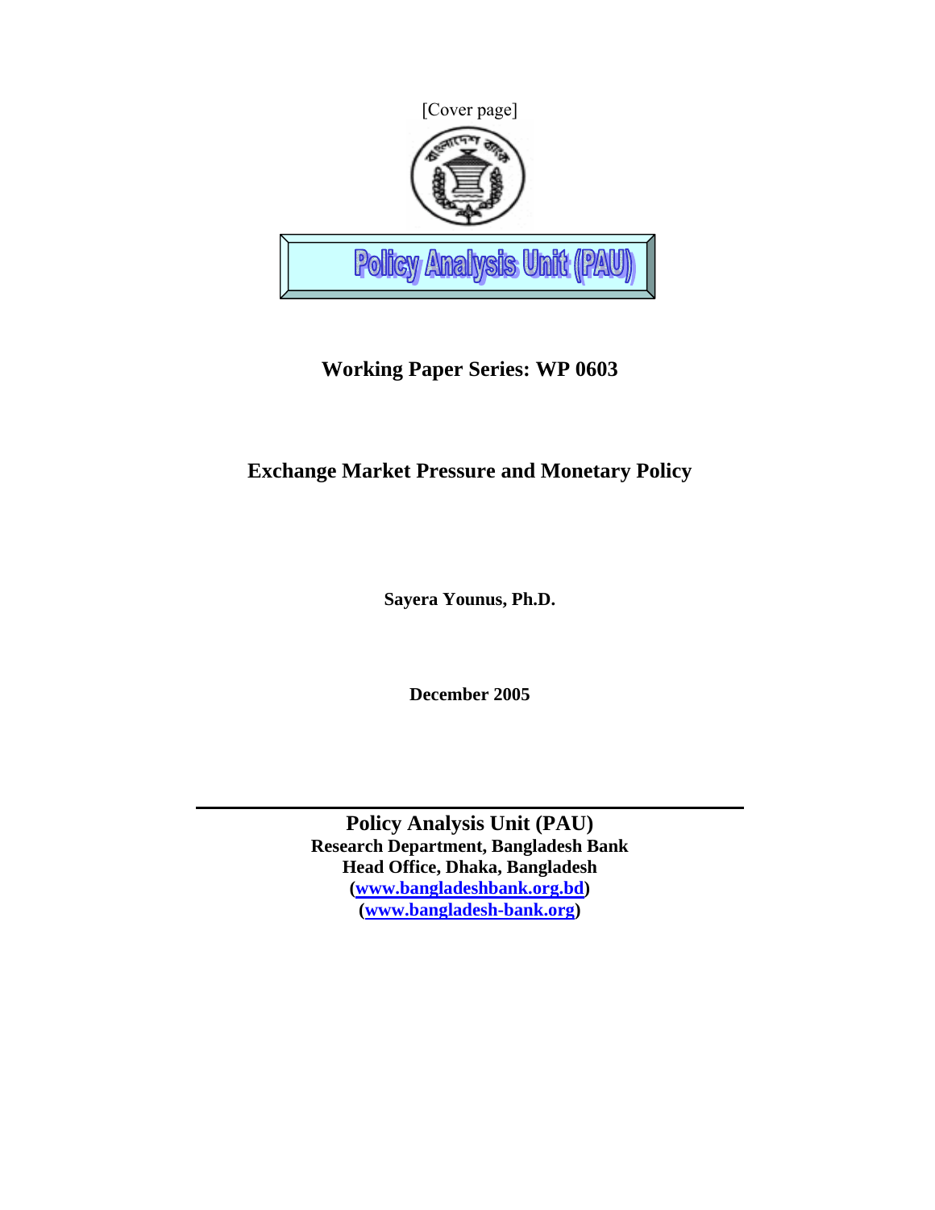[Cover page]

Policy Analysis Unit (PAU)

**Working Paper Series: WP 0603**

# Exchange Market Pressure and Monetary Policy

**Sayera Younus, Ph.D.**

**December 2005**

---

**Policy Analysis Unit (PAU)**
**Research Department, Bangladesh Bank**
**Head Office, Dhaka, Bangladesh**
**(www.bangladeshbank.org.bd)**
**(www.bangladesh-bank.org)**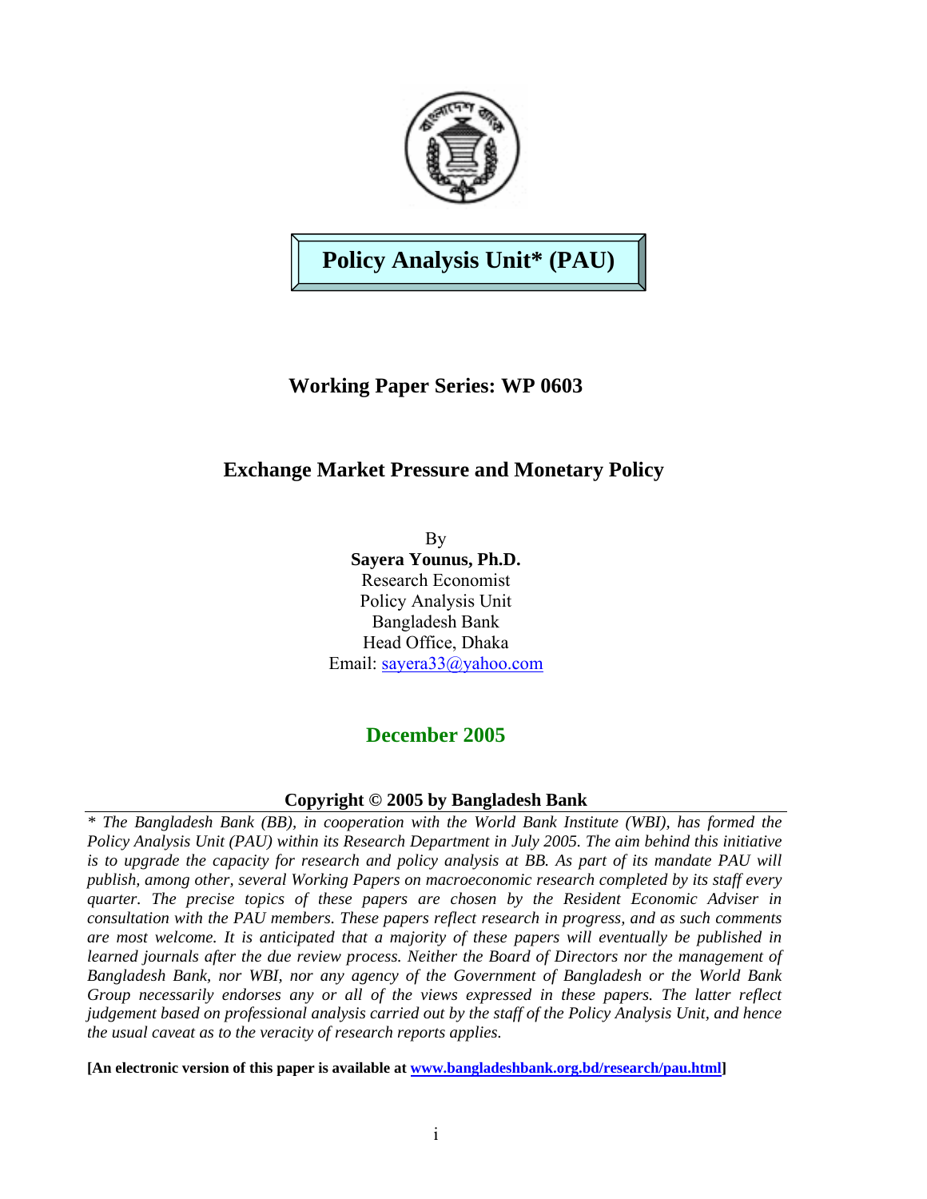# Policy Analysis Unit* (PAU)

## Working Paper Series: WP 0603

## Exchange Market Pressure and Monetary Policy

By
**Sayera Younus, Ph.D.**
Research Economist
Policy Analysis Unit
Bangladesh Bank
Head Office, Dhaka
Email: sayera33@yahoo.com

**December 2005**

**Copyright © 2005 by Bangladesh Bank**

*\* The Bangladesh Bank (BB), in cooperation with the World Bank Institute (WBI), has formed the Policy Analysis Unit (PAU) within its Research Department in July 2005. The aim behind this initiative is to upgrade the capacity for research and policy analysis at BB. As part of its mandate PAU will publish, among other, several Working Papers on macroeconomic research completed by its staff every quarter. The precise topics of these papers are chosen by the Resident Economic Adviser in consultation with the PAU members. These papers reflect research in progress, and as such comments are most welcome. It is anticipated that a majority of these papers will eventually be published in learned journals after the due review process. Neither the Board of Directors nor the management of Bangladesh Bank, nor WBI, nor any agency of the Government of Bangladesh or the World Bank Group necessarily endorses any or all of the views expressed in these papers. The latter reflect judgement based on professional analysis carried out by the staff of the Policy Analysis Unit, and hence the usual caveat as to the veracity of research reports applies.*

**[An electronic version of this paper is available at www.bangladeshbank.org.bd/research/pau.html]**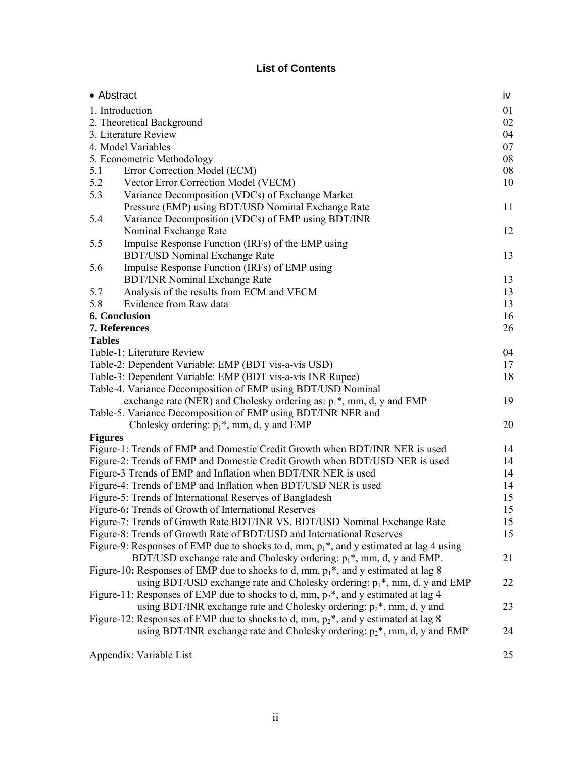# List of Contents

| | |
|---|---|
| • Abstract | iv |
| 1. Introduction | 01 |
| 2. Theoretical Background | 02 |
| 3. Literature Review | 04 |
| 4. Model Variables | 07 |
| 5. Econometric Methodology | 08 |
| 5.1 Error Correction Model (ECM) | 08 |
| 5.2 Vector Error Correction Model (VECM) | 10 |
| 5.3 Variance Decomposition (VDCs) of Exchange Market Pressure (EMP) using BDT/USD Nominal Exchange Rate | 11 |
| 5.4 Variance Decomposition (VDCs) of EMP using BDT/INR Nominal Exchange Rate | 12 |
| 5.5 Impulse Response Function (IRFs) of the EMP using BDT/USD Nominal Exchange Rate | 13 |
| 5.6 Impulse Response Function (IRFs) of EMP using BDT/INR Nominal Exchange Rate | 13 |
| 5.7 Analysis of the results from ECM and VECM | 13 |
| 5.8 Evidence from Raw data | 13 |
| **6. Conclusion** | 16 |
| **7. References** | 26 |
| **Tables** | |
| Table-1: Literature Review | 04 |
| Table-2: Dependent Variable: EMP (BDT vis-a-vis USD) | 17 |
| Table-3: Dependent Variable: EMP (BDT vis-a-vis INR Rupee) | 18 |
| Table-4. Variance Decomposition of EMP using BDT/USD Nominal exchange rate (NER) and Cholesky ordering as: $p_1$*, mm, d, y and EMP | 19 |
| Table-5. Variance Decomposition of EMP using BDT/INR NER and Cholesky ordering: $p_1$*, mm, d, y and EMP | 20 |
| **Figures** | |
| Figure-1: Trends of EMP and Domestic Credit Growth when BDT/INR NER is used | 14 |
| Figure-2: Trends of EMP and Domestic Credit Growth when BDT/USD NER is used | 14 |
| Figure-3 Trends of EMP and Inflation when BDT/INR NER is used | 14 |
| Figure-4: Trends of EMP and Inflation when BDT/USD NER is used | 14 |
| Figure-5: Trends of International Reserves of Bangladesh | 15 |
| Figure-6: Trends of Growth of International Reserves | 15 |
| Figure-7: Trends of Growth Rate BDT/INR VS. BDT/USD Nominal Exchange Rate | 15 |
| Figure-8: Trends of Growth Rate of BDT/USD and International Reserves | 15 |
| Figure-9: Responses of EMP due to shocks to d, mm, $p_1$*, and y estimated at lag 4 using BDT/USD exchange rate and Cholesky ordering: $p_1$*, mm, d, y and EMP. | 21 |
| Figure-10: Responses of EMP due to shocks to d, mm, $p_1$*, and y estimated at lag 8 using BDT/USD exchange rate and Cholesky ordering: $p_1$*, mm, d, y and EMP | 22 |
| Figure-11: Responses of EMP due to shocks to d, mm, $p_2$*, and y estimated at lag 4 using BDT/INR exchange rate and Cholesky ordering: $p_2$*, mm, d, y and | 23 |
| Figure-12: Responses of EMP due to shocks to d, mm, $p_2$*, and y estimated at lag 8 using BDT/INR exchange rate and Cholesky ordering: $p_2$*, mm, d, y and EMP | 24 |
| Appendix: Variable List | 25 |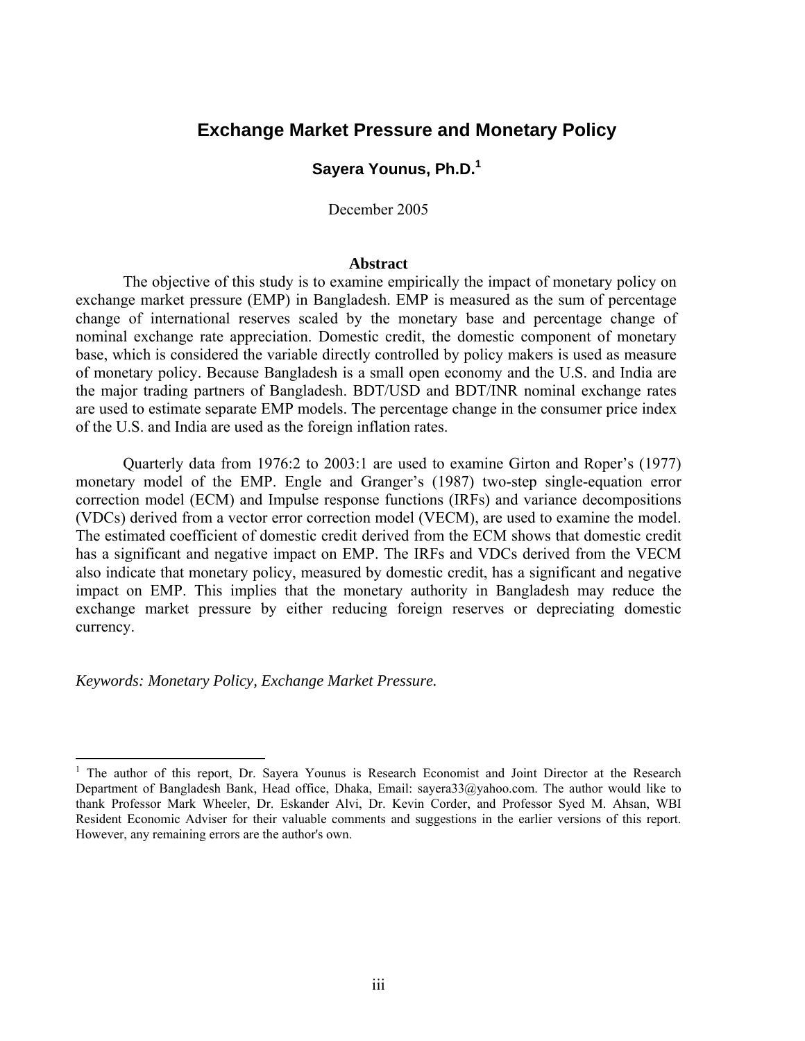# Exchange Market Pressure and Monetary Policy

**Sayera Younus, Ph.D.**[1]

December 2005

## Abstract

The objective of this study is to examine empirically the impact of monetary policy on exchange market pressure (EMP) in Bangladesh. EMP is measured as the sum of percentage change of international reserves scaled by the monetary base and percentage change of nominal exchange rate appreciation. Domestic credit, the domestic component of monetary base, which is considered the variable directly controlled by policy makers is used as measure of monetary policy. Because Bangladesh is a small open economy and the U.S. and India are the major trading partners of Bangladesh. BDT/USD and BDT/INR nominal exchange rates are used to estimate separate EMP models. The percentage change in the consumer price index of the U.S. and India are used as the foreign inflation rates.

Quarterly data from 1976:2 to 2003:1 are used to examine Girton and Roper's (1977) monetary model of the EMP. Engle and Granger's (1987) two-step single-equation error correction model (ECM) and Impulse response functions (IRFs) and variance decompositions (VDCs) derived from a vector error correction model (VECM), are used to examine the model. The estimated coefficient of domestic credit derived from the ECM shows that domestic credit has a significant and negative impact on EMP. The IRFs and VDCs derived from the VECM also indicate that monetary policy, measured by domestic credit, has a significant and negative impact on EMP. This implies that the monetary authority in Bangladesh may reduce the exchange market pressure by either reducing foreign reserves or depreciating domestic currency.

*Keywords: Monetary Policy, Exchange Market Pressure.*

---

[1] The author of this report, Dr. Sayera Younus is Research Economist and Joint Director at the Research Department of Bangladesh Bank, Head office, Dhaka, Email: sayera33@yahoo.com. The author would like to thank Professor Mark Wheeler, Dr. Eskander Alvi, Dr. Kevin Corder, and Professor Syed M. Ahsan, WBI Resident Economic Adviser for their valuable comments and suggestions in the earlier versions of this report. However, any remaining errors are the author's own.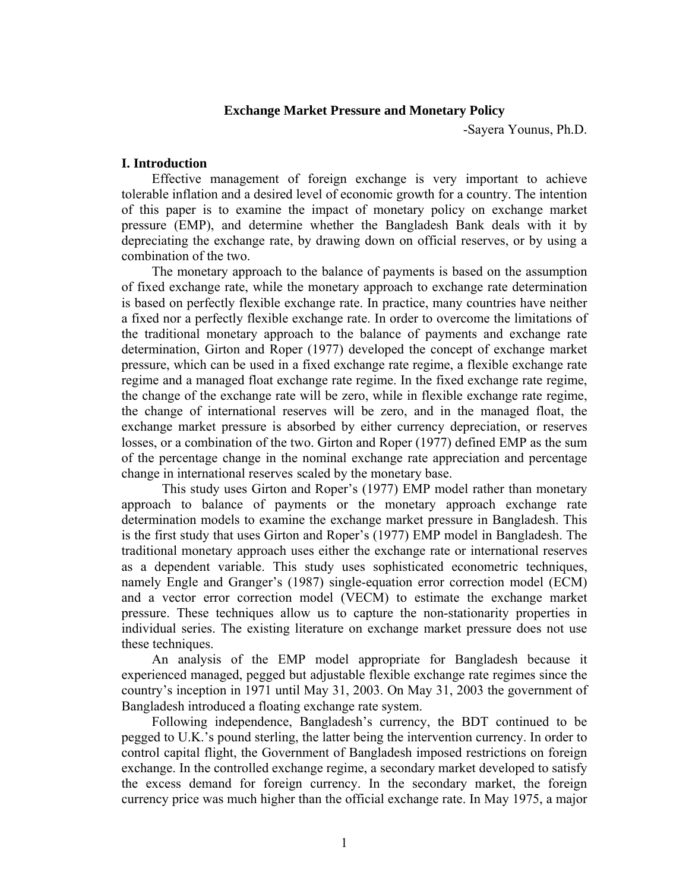**Exchange Market Pressure and Monetary Policy**

-Sayera Younus, Ph.D.

## I. Introduction

Effective management of foreign exchange is very important to achieve tolerable inflation and a desired level of economic growth for a country. The intention of this paper is to examine the impact of monetary policy on exchange market pressure (EMP), and determine whether the Bangladesh Bank deals with it by depreciating the exchange rate, by drawing down on official reserves, or by using a combination of the two.

The monetary approach to the balance of payments is based on the assumption of fixed exchange rate, while the monetary approach to exchange rate determination is based on perfectly flexible exchange rate. In practice, many countries have neither a fixed nor a perfectly flexible exchange rate. In order to overcome the limitations of the traditional monetary approach to the balance of payments and exchange rate determination, Girton and Roper (1977) developed the concept of exchange market pressure, which can be used in a fixed exchange rate regime, a flexible exchange rate regime and a managed float exchange rate regime. In the fixed exchange rate regime, the change of the exchange rate will be zero, while in flexible exchange rate regime, the change of international reserves will be zero, and in the managed float, the exchange market pressure is absorbed by either currency depreciation, or reserves losses, or a combination of the two. Girton and Roper (1977) defined EMP as the sum of the percentage change in the nominal exchange rate appreciation and percentage change in international reserves scaled by the monetary base.

This study uses Girton and Roper's (1977) EMP model rather than monetary approach to balance of payments or the monetary approach exchange rate determination models to examine the exchange market pressure in Bangladesh. This is the first study that uses Girton and Roper's (1977) EMP model in Bangladesh. The traditional monetary approach uses either the exchange rate or international reserves as a dependent variable. This study uses sophisticated econometric techniques, namely Engle and Granger's (1987) single-equation error correction model (ECM) and a vector error correction model (VECM) to estimate the exchange market pressure. These techniques allow us to capture the non-stationarity properties in individual series. The existing literature on exchange market pressure does not use these techniques.

An analysis of the EMP model appropriate for Bangladesh because it experienced managed, pegged but adjustable flexible exchange rate regimes since the country's inception in 1971 until May 31, 2003. On May 31, 2003 the government of Bangladesh introduced a floating exchange rate system.

Following independence, Bangladesh's currency, the BDT continued to be pegged to U.K.'s pound sterling, the latter being the intervention currency. In order to control capital flight, the Government of Bangladesh imposed restrictions on foreign exchange. In the controlled exchange regime, a secondary market developed to satisfy the excess demand for foreign currency. In the secondary market, the foreign currency price was much higher than the official exchange rate. In May 1975, a major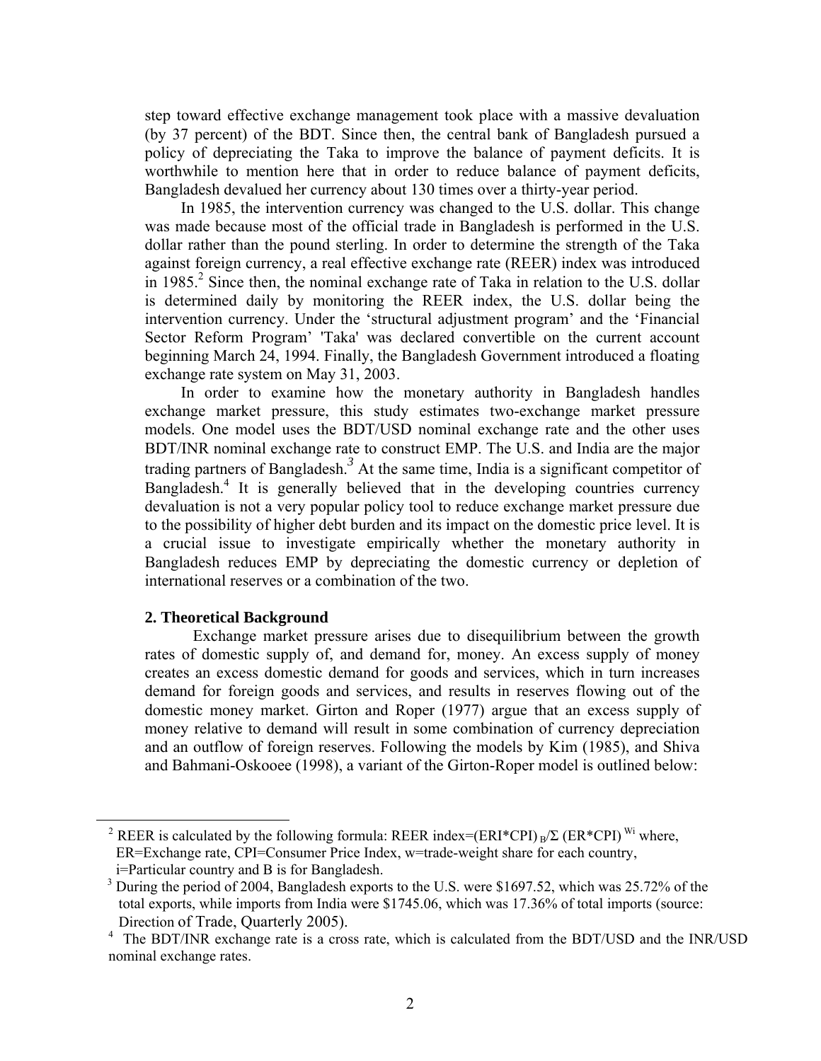step toward effective exchange management took place with a massive devaluation (by 37 percent) of the BDT. Since then, the central bank of Bangladesh pursued a policy of depreciating the Taka to improve the balance of payment deficits. It is worthwhile to mention here that in order to reduce balance of payment deficits, Bangladesh devalued her currency about 130 times over a thirty-year period.

In 1985, the intervention currency was changed to the U.S. dollar. This change was made because most of the official trade in Bangladesh is performed in the U.S. dollar rather than the pound sterling. In order to determine the strength of the Taka against foreign currency, a real effective exchange rate (REER) index was introduced in 1985.[2] Since then, the nominal exchange rate of Taka in relation to the U.S. dollar is determined daily by monitoring the REER index, the U.S. dollar being the intervention currency. Under the 'structural adjustment program' and the 'Financial Sector Reform Program' 'Taka' was declared convertible on the current account beginning March 24, 1994. Finally, the Bangladesh Government introduced a floating exchange rate system on May 31, 2003.

In order to examine how the monetary authority in Bangladesh handles exchange market pressure, this study estimates two-exchange market pressure models. One model uses the BDT/USD nominal exchange rate and the other uses BDT/INR nominal exchange rate to construct EMP. The U.S. and India are the major trading partners of Bangladesh.[3] At the same time, India is a significant competitor of Bangladesh.[4] It is generally believed that in the developing countries currency devaluation is not a very popular policy tool to reduce exchange market pressure due to the possibility of higher debt burden and its impact on the domestic price level. It is a crucial issue to investigate empirically whether the monetary authority in Bangladesh reduces EMP by depreciating the domestic currency or depletion of international reserves or a combination of the two.

## 2. Theoretical Background

Exchange market pressure arises due to disequilibrium between the growth rates of domestic supply of, and demand for, money. An excess supply of money creates an excess domestic demand for goods and services, which in turn increases demand for foreign goods and services, and results in reserves flowing out of the domestic money market. Girton and Roper (1977) argue that an excess supply of money relative to demand will result in some combination of currency depreciation and an outflow of foreign reserves. Following the models by Kim (1985), and Shiva and Bahmani-Oskooee (1998), a variant of the Girton-Roper model is outlined below:

---

[2] REER is calculated by the following formula: REER index=$(ERI*CPI)_B/\Sigma\,(ER*CPI)^{Wi}$ where, ER=Exchange rate, CPI=Consumer Price Index, w=trade-weight share for each country, i=Particular country and B is for Bangladesh.

[3] During the period of 2004, Bangladesh exports to the U.S. were \$1697.52, which was 25.72% of the total exports, while imports from India were \$1745.06, which was 17.36% of total imports (source: Direction of Trade, Quarterly 2005).

[4] The BDT/INR exchange rate is a cross rate, which is calculated from the BDT/USD and the INR/USD nominal exchange rates.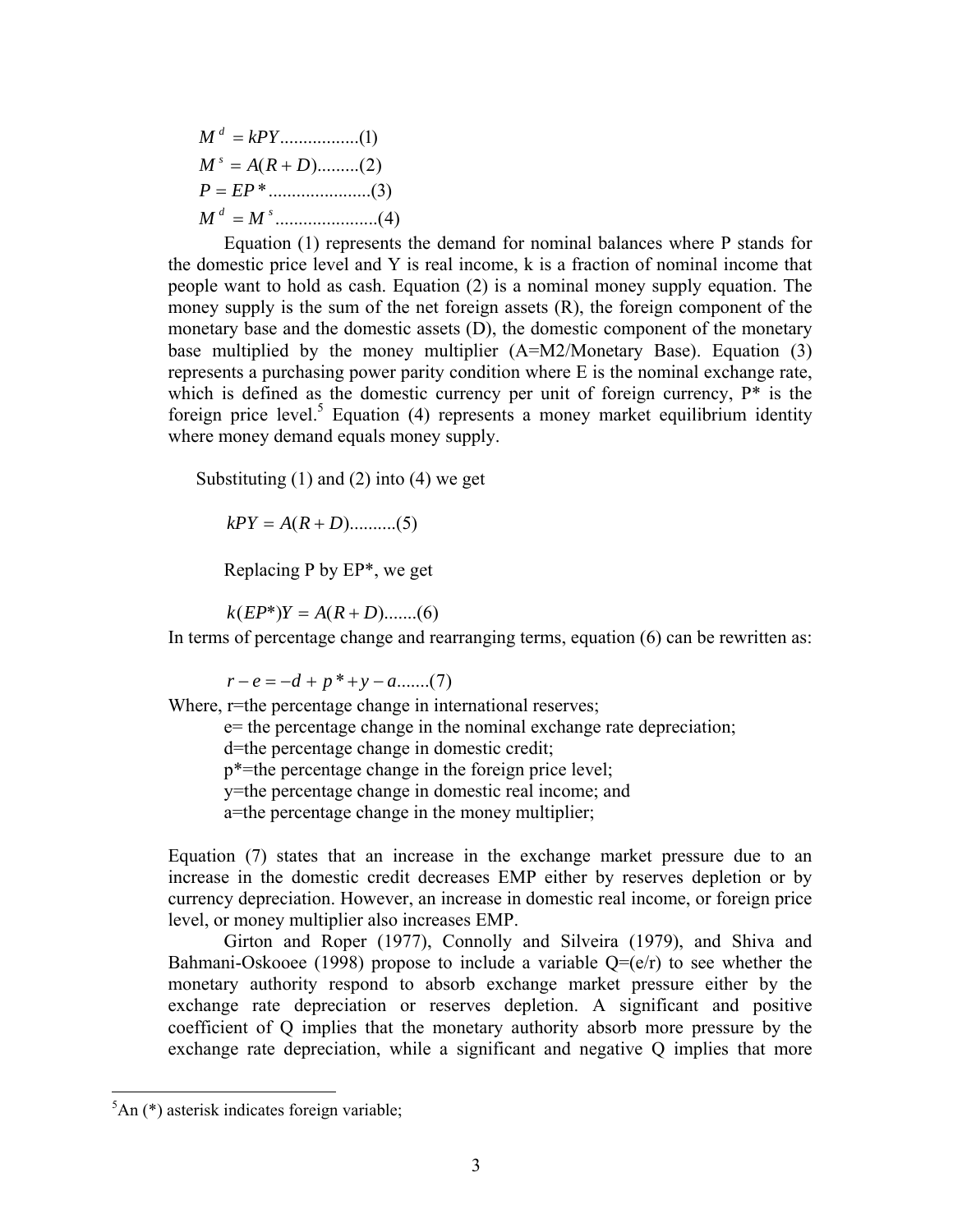$$M^d = kPY \text{.................(1)}$$
$$M^s = A(R + D) \text{.........(2)}$$
$$P = EP^* \text{......................(3)}$$
$$M^d = M^s \text{......................(4)}$$

Equation (1) represents the demand for nominal balances where P stands for the domestic price level and Y is real income, k is a fraction of nominal income that people want to hold as cash. Equation (2) is a nominal money supply equation. The money supply is the sum of the net foreign assets (R), the foreign component of the monetary base and the domestic assets (D), the domestic component of the monetary base multiplied by the money multiplier (A=M2/Monetary Base). Equation (3) represents a purchasing power parity condition where E is the nominal exchange rate, which is defined as the domestic currency per unit of foreign currency, P* is the foreign price level.[5] Equation (4) represents a money market equilibrium identity where money demand equals money supply.

Substituting (1) and (2) into (4) we get

$$kPY = A(R + D) \text{..........(5)}$$

Replacing P by EP*, we get

$$k(EP^*)Y = A(R + D) \text{.......(6)}$$

In terms of percentage change and rearranging terms, equation (6) can be rewritten as:

$$r - e = -d + p^* + y - a \text{.......(7)}$$

Where, r=the percentage change in international reserves;
e= the percentage change in the nominal exchange rate depreciation;
d=the percentage change in domestic credit;
p*=the percentage change in the foreign price level;
y=the percentage change in domestic real income; and
a=the percentage change in the money multiplier;

Equation (7) states that an increase in the exchange market pressure due to an increase in the domestic credit decreases EMP either by reserves depletion or by currency depreciation. However, an increase in domestic real income, or foreign price level, or money multiplier also increases EMP.

Girton and Roper (1977), Connolly and Silveira (1979), and Shiva and Bahmani-Oskooee (1998) propose to include a variable Q=(e/r) to see whether the monetary authority respond to absorb exchange market pressure either by the exchange rate depreciation or reserves depletion. A significant and positive coefficient of Q implies that the monetary authority absorb more pressure by the exchange rate depreciation, while a significant and negative Q implies that more

[5]An (*) asterisk indicates foreign variable;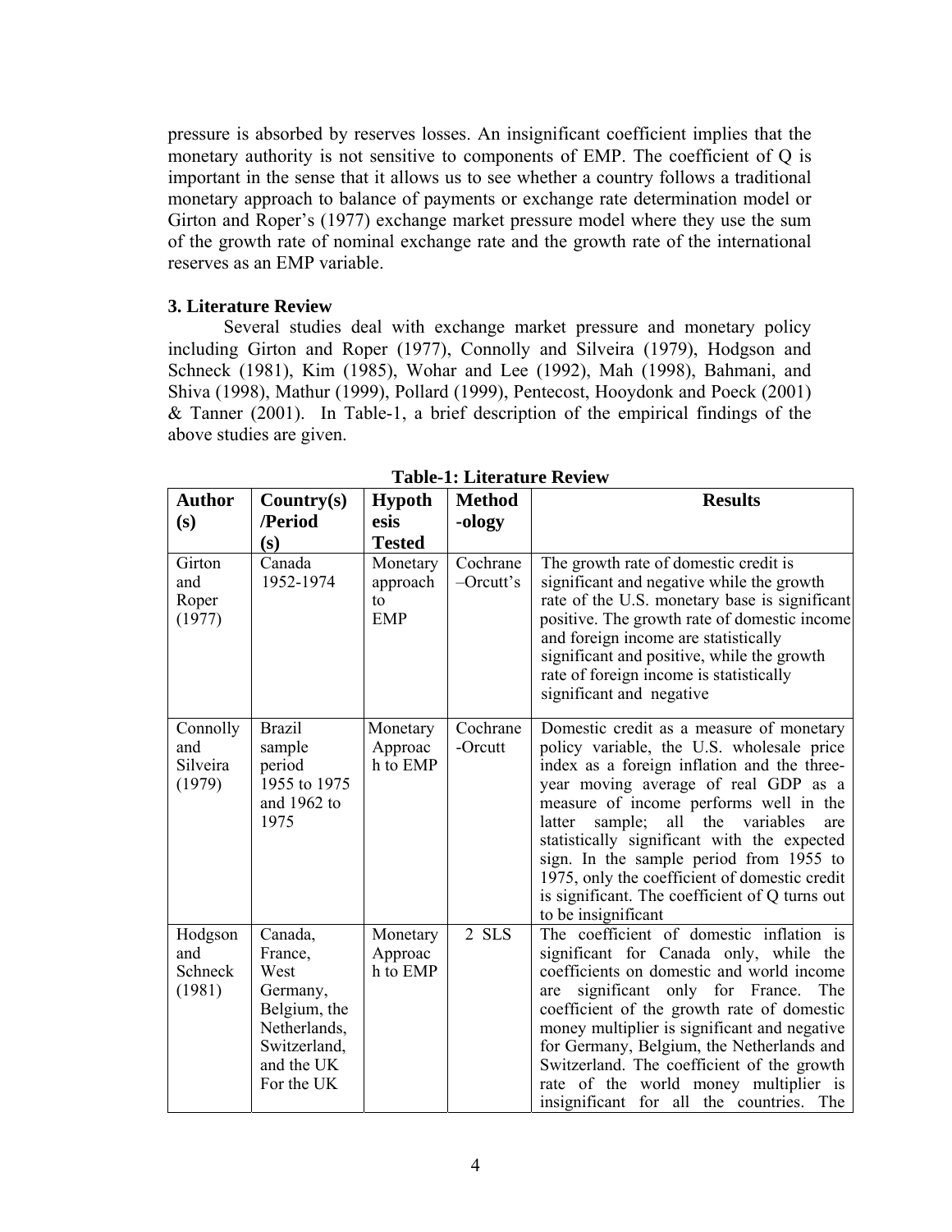pressure is absorbed by reserves losses. An insignificant coefficient implies that the monetary authority is not sensitive to components of EMP. The coefficient of Q is important in the sense that it allows us to see whether a country follows a traditional monetary approach to balance of payments or exchange rate determination model or Girton and Roper's (1977) exchange market pressure model where they use the sum of the growth rate of nominal exchange rate and the growth rate of the international reserves as an EMP variable.

### 3. Literature Review

Several studies deal with exchange market pressure and monetary policy including Girton and Roper (1977), Connolly and Silveira (1979), Hodgson and Schneck (1981), Kim (1985), Wohar and Lee (1992), Mah (1998), Bahmani, and Shiva (1998), Mathur (1999), Pollard (1999), Pentecost, Hooydonk and Poeck (2001) & Tanner (2001). In Table-1, a brief description of the empirical findings of the above studies are given.

**Table-1: Literature Review**

| Author (s) | Country(s) /Period (s) | Hypothesis Tested | Methodology | Results |
|---|---|---|---|---|
| Girton and Roper (1977) | Canada 1952-1974 | Monetary approach to EMP | Cochrane –Orcutt's | The growth rate of domestic credit is significant and negative while the growth rate of the U.S. monetary base is significant positive. The growth rate of domestic income and foreign income are statistically significant and positive, while the growth rate of foreign income is statistically significant and negative |
| Connolly and Silveira (1979) | Brazil sample period 1955 to 1975 and 1962 to 1975 | Monetary Approach to EMP | Cochrane -Orcutt | Domestic credit as a measure of monetary policy variable, the U.S. wholesale price index as a foreign inflation and the three-year moving average of real GDP as a measure of income performs well in the latter sample; all the variables are statistically significant with the expected sign. In the sample period from 1955 to 1975, only the coefficient of domestic credit is significant. The coefficient of Q turns out to be insignificant |
| Hodgson and Schneck (1981) | Canada, France, West Germany, Belgium, the Netherlands, Switzerland, and the UK For the UK | Monetary Approach to EMP | 2 SLS | The coefficient of domestic inflation is significant for Canada only, while the coefficients on domestic and world income are significant only for France. The coefficient of the growth rate of domestic money multiplier is significant and negative for Germany, Belgium, the Netherlands and Switzerland. The coefficient of the growth rate of the world money multiplier is insignificant for all the countries. The |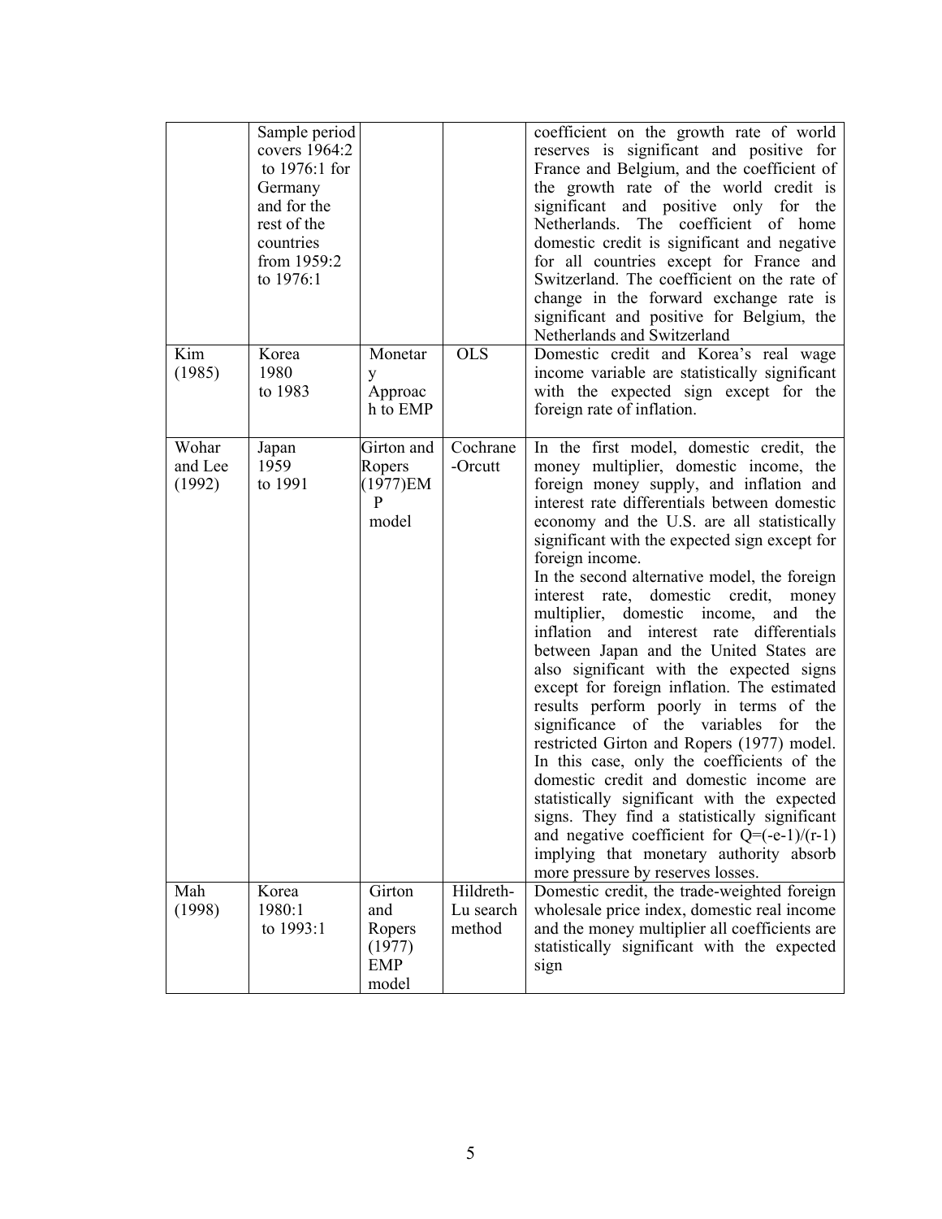| | | | | |
|---|---|---|---|---|
| | Sample period covers 1964:2 to 1976:1 for Germany and for the rest of the countries from 1959:2 to 1976:1 | | | coefficient on the growth rate of world reserves is significant and positive for France and Belgium, and the coefficient of the growth rate of the world credit is significant and positive only for the Netherlands. The coefficient of home domestic credit is significant and negative for all countries except for France and Switzerland. The coefficient on the rate of change in the forward exchange rate is significant and positive for Belgium, the Netherlands and Switzerland |
| Kim (1985) | Korea 1980 to 1983 | Monetary Approach to EMP | OLS | Domestic credit and Korea's real wage income variable are statistically significant with the expected sign except for the foreign rate of inflation. |
| Wohar and Lee (1992) | Japan 1959 to 1991 | Girton and Ropers (1977)EMP model | Cochrane-Orcutt | In the first model, domestic credit, the money multiplier, domestic income, the foreign money supply, and inflation and interest rate differentials between domestic economy and the U.S. are all statistically significant with the expected sign except for foreign income. In the second alternative model, the foreign interest rate, domestic credit, money multiplier, domestic income, and the inflation and interest rate differentials between Japan and the United States are also significant with the expected signs except for foreign inflation. The estimated results perform poorly in terms of the significance of the variables for the restricted Girton and Ropers (1977) model. In this case, only the coefficients of the domestic credit and domestic income are statistically significant with the expected signs. They find a statistically significant and negative coefficient for $Q=(-e-1)/(r-1)$ implying that monetary authority absorb more pressure by reserves losses. |
| Mah (1998) | Korea 1980:1 to 1993:1 | Girton and Ropers (1977) EMP model | Hildreth-Lu search method | Domestic credit, the trade-weighted foreign wholesale price index, domestic real income and the money multiplier all coefficients are statistically significant with the expected sign |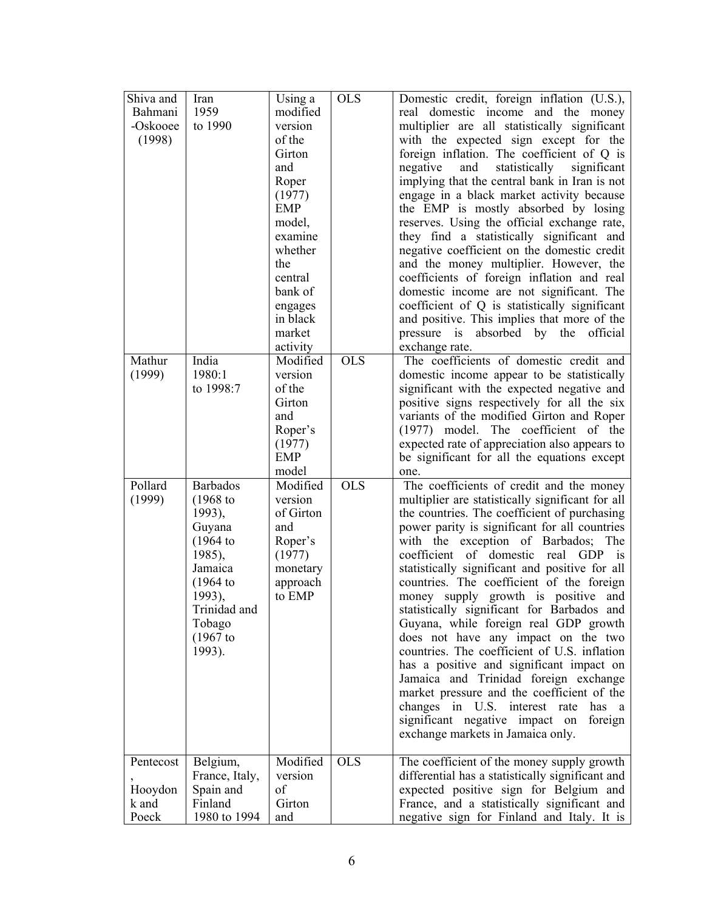| | | | | |
|---|---|---|---|---|
| Shiva and Bahmani -Oskooee (1998) | Iran 1959 to 1990 | Using a modified version of the Girton and Roper (1977) EMP model, examine whether the central bank of engages in black market activity | OLS | Domestic credit, foreign inflation (U.S.), real domestic income and the money multiplier are all statistically significant with the expected sign except for the foreign inflation. The coefficient of Q is negative and statistically significant implying that the central bank in Iran is not engage in a black market activity because the EMP is mostly absorbed by losing reserves. Using the official exchange rate, they find a statistically significant and negative coefficient on the domestic credit and the money multiplier. However, the coefficients of foreign inflation and real domestic income are not significant. The coefficient of Q is statistically significant and positive. This implies that more of the pressure is absorbed by the official exchange rate. |
| Mathur (1999) | India 1980:1 to 1998:7 | Modified version of the Girton and Roper's (1977) EMP model | OLS | The coefficients of domestic credit and domestic income appear to be statistically significant with the expected negative and positive signs respectively for all the six variants of the modified Girton and Roper (1977) model. The coefficient of the expected rate of appreciation also appears to be significant for all the equations except one. |
| Pollard (1999) | Barbados (1968 to 1993), Guyana (1964 to 1985), Jamaica (1964 to 1993), Trinidad and Tobago (1967 to 1993). | Modified version of Girton and Roper's (1977) monetary approach to EMP | OLS | The coefficients of credit and the money multiplier are statistically significant for all the countries. The coefficient of purchasing power parity is significant for all countries with the exception of Barbados; The coefficient of domestic real GDP is statistically significant and positive for all countries. The coefficient of the foreign money supply growth is positive and statistically significant for Barbados and Guyana, while foreign real GDP growth does not have any impact on the two countries. The coefficient of U.S. inflation has a positive and significant impact on Jamaica and Trinidad foreign exchange market pressure and the coefficient of the changes in U.S. interest rate has a significant negative impact on foreign exchange markets in Jamaica only. |
| Pentecost, Hooydonk and Poeck | Belgium, France, Italy, Spain and Finland 1980 to 1994 | Modified version of Girton and | OLS | The coefficient of the money supply growth differential has a statistically significant and expected positive sign for Belgium and France, and a statistically significant and negative sign for Finland and Italy. It is |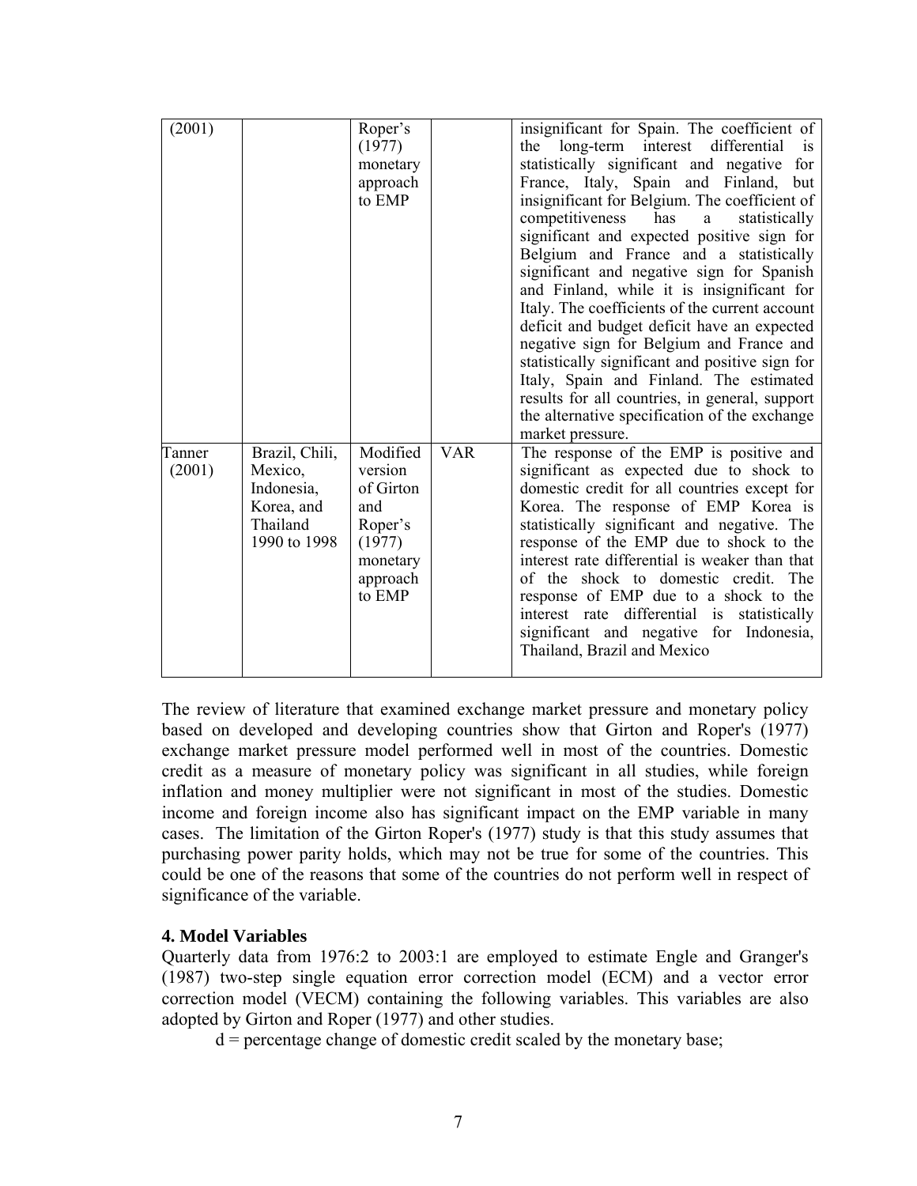| | | | | |
|---|---|---|---|---|
| (2001) | | Roper's (1977) monetary approach to EMP | | insignificant for Spain. The coefficient of the long-term interest differential is statistically significant and negative for France, Italy, Spain and Finland, but insignificant for Belgium. The coefficient of competitiveness has a statistically significant and expected positive sign for Belgium and France and a statistically significant and negative sign for Spanish and Finland, while it is insignificant for Italy. The coefficients of the current account deficit and budget deficit have an expected negative sign for Belgium and France and statistically significant and positive sign for Italy, Spain and Finland. The estimated results for all countries, in general, support the alternative specification of the exchange market pressure. |
| Tanner (2001) | Brazil, Chili, Mexico, Indonesia, Korea, and Thailand 1990 to 1998 | Modified version of Girton and Roper's (1977) monetary approach to EMP | VAR | The response of the EMP is positive and significant as expected due to shock to domestic credit for all countries except for Korea. The response of EMP Korea is statistically significant and negative. The response of the EMP due to shock to the interest rate differential is weaker than that of the shock to domestic credit. The response of EMP due to a shock to the interest rate differential is statistically significant and negative for Indonesia, Thailand, Brazil and Mexico |

The review of literature that examined exchange market pressure and monetary policy based on developed and developing countries show that Girton and Roper's (1977) exchange market pressure model performed well in most of the countries. Domestic credit as a measure of monetary policy was significant in all studies, while foreign inflation and money multiplier were not significant in most of the studies. Domestic income and foreign income also has significant impact on the EMP variable in many cases. The limitation of the Girton Roper's (1977) study is that this study assumes that purchasing power parity holds, which may not be true for some of the countries. This could be one of the reasons that some of the countries do not perform well in respect of significance of the variable.

## 4. Model Variables

Quarterly data from 1976:2 to 2003:1 are employed to estimate Engle and Granger's (1987) two-step single equation error correction model (ECM) and a vector error correction model (VECM) containing the following variables. This variables are also adopted by Girton and Roper (1977) and other studies.

$d$ = percentage change of domestic credit scaled by the monetary base;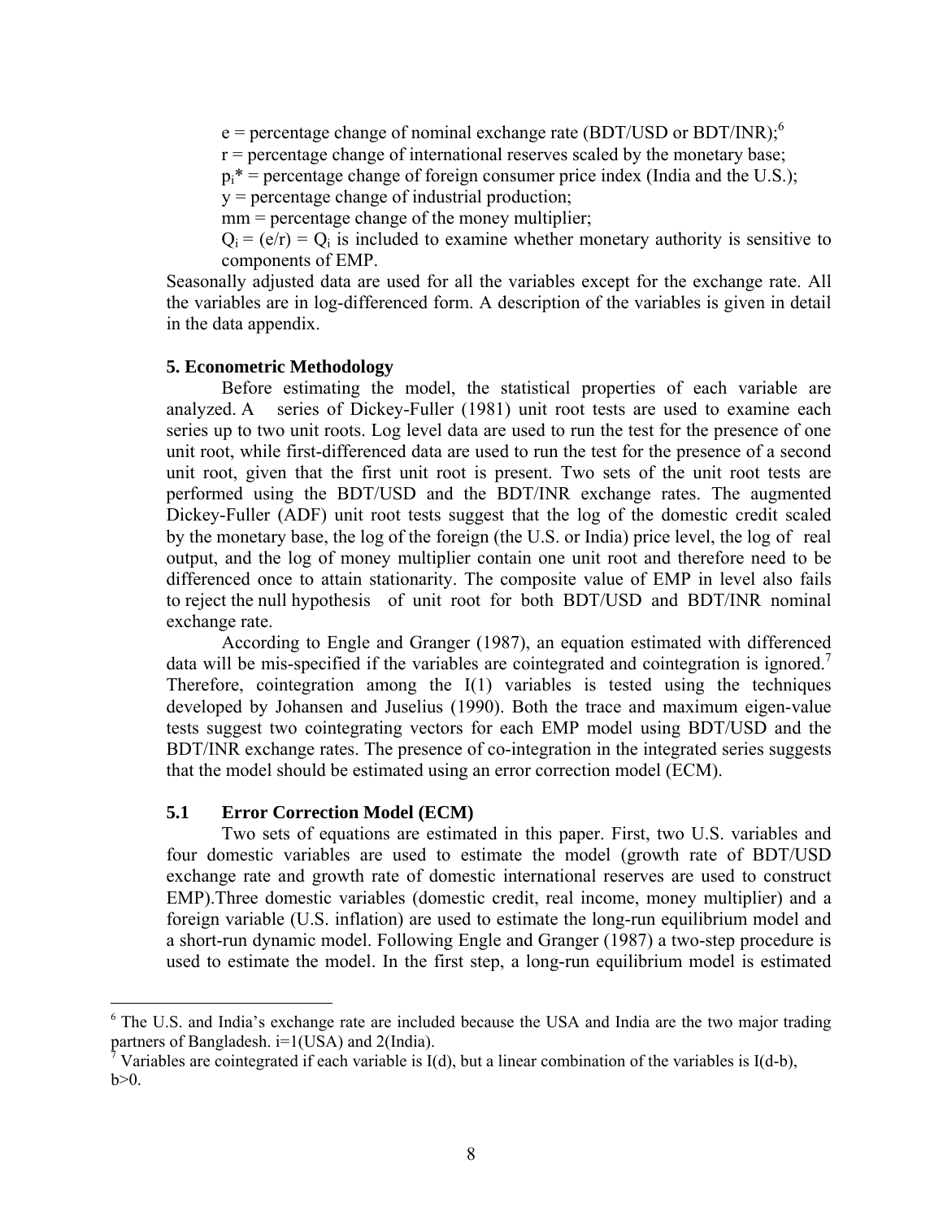e = percentage change of nominal exchange rate (BDT/USD or BDT/INR);[6]

r = percentage change of international reserves scaled by the monetary base;

$p_i^*$ = percentage change of foreign consumer price index (India and the U.S.);

y = percentage change of industrial production;

mm = percentage change of the money multiplier;

$Q_i = (e/r) = Q_i$ is included to examine whether monetary authority is sensitive to components of EMP.

Seasonally adjusted data are used for all the variables except for the exchange rate. All the variables are in log-differenced form. A description of the variables is given in detail in the data appendix.

## 5. Econometric Methodology

Before estimating the model, the statistical properties of each variable are analyzed. A series of Dickey-Fuller (1981) unit root tests are used to examine each series up to two unit roots. Log level data are used to run the test for the presence of one unit root, while first-differenced data are used to run the test for the presence of a second unit root, given that the first unit root is present. Two sets of the unit root tests are performed using the BDT/USD and the BDT/INR exchange rates. The augmented Dickey-Fuller (ADF) unit root tests suggest that the log of the domestic credit scaled by the monetary base, the log of the foreign (the U.S. or India) price level, the log of real output, and the log of money multiplier contain one unit root and therefore need to be differenced once to attain stationarity. The composite value of EMP in level also fails to reject the null hypothesis of unit root for both BDT/USD and BDT/INR nominal exchange rate.

According to Engle and Granger (1987), an equation estimated with differenced data will be mis-specified if the variables are cointegrated and cointegration is ignored.[7] Therefore, cointegration among the I(1) variables is tested using the techniques developed by Johansen and Juselius (1990). Both the trace and maximum eigen-value tests suggest two cointegrating vectors for each EMP model using BDT/USD and the BDT/INR exchange rates. The presence of co-integration in the integrated series suggests that the model should be estimated using an error correction model (ECM).

### 5.1 Error Correction Model (ECM)

Two sets of equations are estimated in this paper. First, two U.S. variables and four domestic variables are used to estimate the model (growth rate of BDT/USD exchange rate and growth rate of domestic international reserves are used to construct EMP).Three domestic variables (domestic credit, real income, money multiplier) and a foreign variable (U.S. inflation) are used to estimate the long-run equilibrium model and a short-run dynamic model. Following Engle and Granger (1987) a two-step procedure is used to estimate the model. In the first step, a long-run equilibrium model is estimated

---

[6] The U.S. and India's exchange rate are included because the USA and India are the two major trading partners of Bangladesh. i=1(USA) and 2(India).

[7] Variables are cointegrated if each variable is I(d), but a linear combination of the variables is I(d-b), b>0.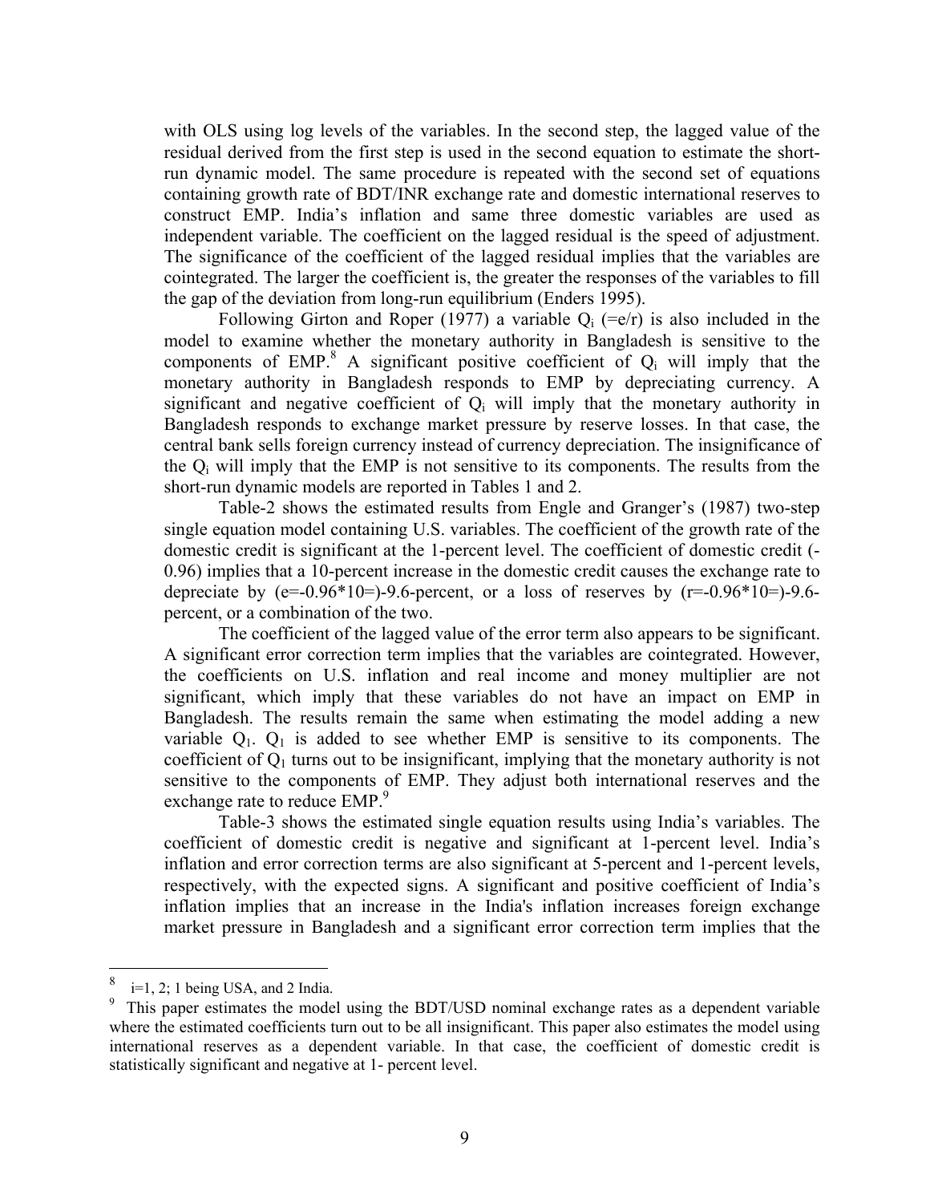with OLS using log levels of the variables. In the second step, the lagged value of the residual derived from the first step is used in the second equation to estimate the short-run dynamic model. The same procedure is repeated with the second set of equations containing growth rate of BDT/INR exchange rate and domestic international reserves to construct EMP. India's inflation and same three domestic variables are used as independent variable. The coefficient on the lagged residual is the speed of adjustment. The significance of the coefficient of the lagged residual implies that the variables are cointegrated. The larger the coefficient is, the greater the responses of the variables to fill the gap of the deviation from long-run equilibrium (Enders 1995).

Following Girton and Roper (1977) a variable $Q_i$ (=e/r) is also included in the model to examine whether the monetary authority in Bangladesh is sensitive to the components of EMP.[8] A significant positive coefficient of $Q_i$ will imply that the monetary authority in Bangladesh responds to EMP by depreciating currency. A significant and negative coefficient of $Q_i$ will imply that the monetary authority in Bangladesh responds to exchange market pressure by reserve losses. In that case, the central bank sells foreign currency instead of currency depreciation. The insignificance of the $Q_i$ will imply that the EMP is not sensitive to its components. The results from the short-run dynamic models are reported in Tables 1 and 2.

Table-2 shows the estimated results from Engle and Granger's (1987) two-step single equation model containing U.S. variables. The coefficient of the growth rate of the domestic credit is significant at the 1-percent level. The coefficient of domestic credit (-0.96) implies that a 10-percent increase in the domestic credit causes the exchange rate to depreciate by (e=-0.96*10=)-9.6-percent, or a loss of reserves by (r=-0.96*10=)-9.6-percent, or a combination of the two.

The coefficient of the lagged value of the error term also appears to be significant. A significant error correction term implies that the variables are cointegrated. However, the coefficients on U.S. inflation and real income and money multiplier are not significant, which imply that these variables do not have an impact on EMP in Bangladesh. The results remain the same when estimating the model adding a new variable $Q_1$. $Q_1$ is added to see whether EMP is sensitive to its components. The coefficient of $Q_1$ turns out to be insignificant, implying that the monetary authority is not sensitive to the components of EMP. They adjust both international reserves and the exchange rate to reduce EMP.[9]

Table-3 shows the estimated single equation results using India's variables. The coefficient of domestic credit is negative and significant at 1-percent level. India's inflation and error correction terms are also significant at 5-percent and 1-percent levels, respectively, with the expected signs. A significant and positive coefficient of India's inflation implies that an increase in the India's inflation increases foreign exchange market pressure in Bangladesh and a significant error correction term implies that the

---

[8] i=1, 2; 1 being USA, and 2 India.

[9] This paper estimates the model using the BDT/USD nominal exchange rates as a dependent variable where the estimated coefficients turn out to be all insignificant. This paper also estimates the model using international reserves as a dependent variable. In that case, the coefficient of domestic credit is statistically significant and negative at 1- percent level.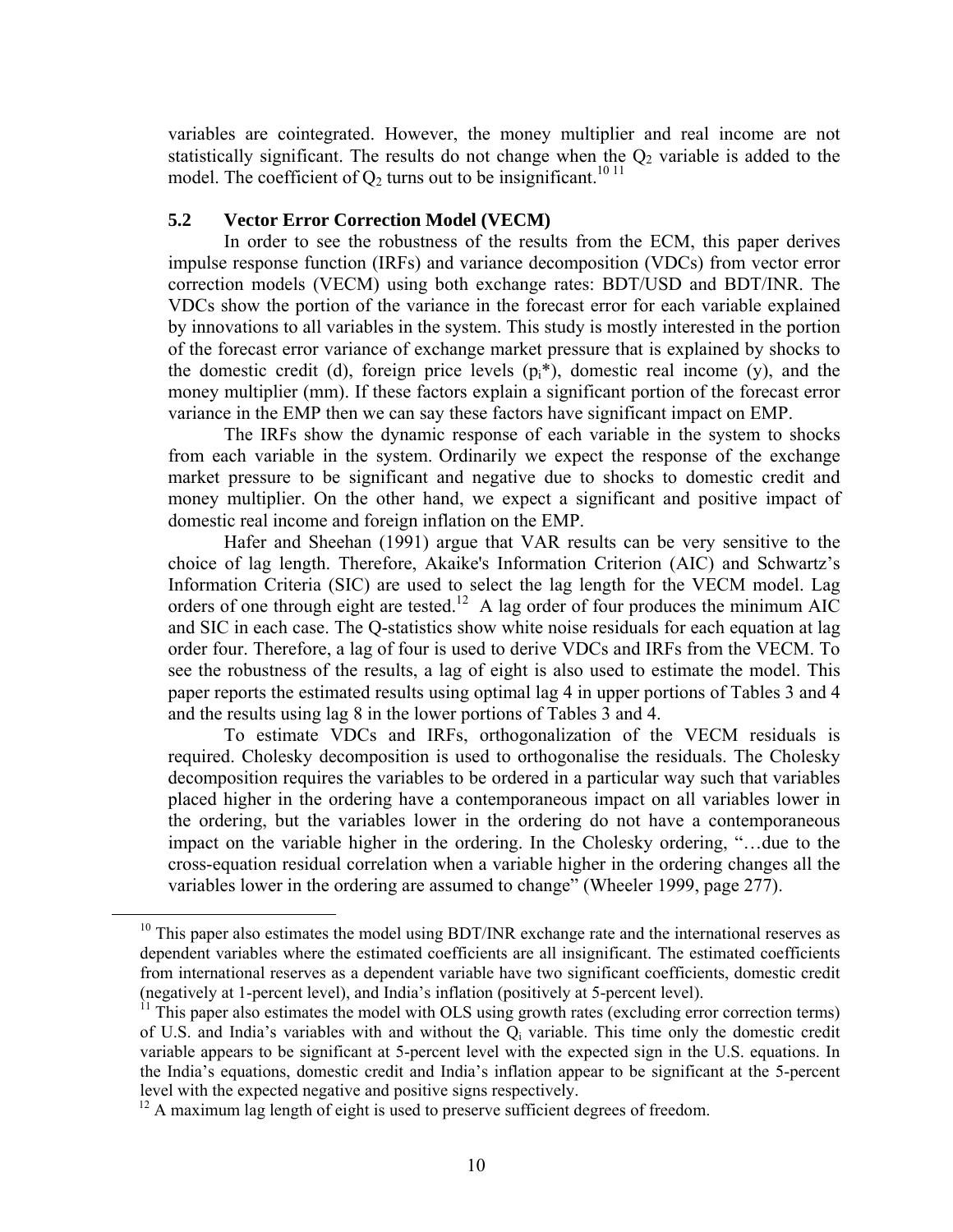variables are cointegrated. However, the money multiplier and real income are not statistically significant. The results do not change when the $Q_2$ variable is added to the model. The coefficient of $Q_2$ turns out to be insignificant.[10 11]

### 5.2 Vector Error Correction Model (VECM)

In order to see the robustness of the results from the ECM, this paper derives impulse response function (IRFs) and variance decomposition (VDCs) from vector error correction models (VECM) using both exchange rates: BDT/USD and BDT/INR. The VDCs show the portion of the variance in the forecast error for each variable explained by innovations to all variables in the system. This study is mostly interested in the portion of the forecast error variance of exchange market pressure that is explained by shocks to the domestic credit (d), foreign price levels ($p_i$*), domestic real income (y), and the money multiplier (mm). If these factors explain a significant portion of the forecast error variance in the EMP then we can say these factors have significant impact on EMP.

The IRFs show the dynamic response of each variable in the system to shocks from each variable in the system. Ordinarily we expect the response of the exchange market pressure to be significant and negative due to shocks to domestic credit and money multiplier. On the other hand, we expect a significant and positive impact of domestic real income and foreign inflation on the EMP.

Hafer and Sheehan (1991) argue that VAR results can be very sensitive to the choice of lag length. Therefore, Akaike's Information Criterion (AIC) and Schwartz's Information Criteria (SIC) are used to select the lag length for the VECM model. Lag orders of one through eight are tested.[12] A lag order of four produces the minimum AIC and SIC in each case. The Q-statistics show white noise residuals for each equation at lag order four. Therefore, a lag of four is used to derive VDCs and IRFs from the VECM. To see the robustness of the results, a lag of eight is also used to estimate the model. This paper reports the estimated results using optimal lag 4 in upper portions of Tables 3 and 4 and the results using lag 8 in the lower portions of Tables 3 and 4.

To estimate VDCs and IRFs, orthogonalization of the VECM residuals is required. Cholesky decomposition is used to orthogonalise the residuals. The Cholesky decomposition requires the variables to be ordered in a particular way such that variables placed higher in the ordering have a contemporaneous impact on all variables lower in the ordering, but the variables lower in the ordering do not have a contemporaneous impact on the variable higher in the ordering. In the Cholesky ordering, "…due to the cross-equation residual correlation when a variable higher in the ordering changes all the variables lower in the ordering are assumed to change" (Wheeler 1999, page 277).

---

[10] This paper also estimates the model using BDT/INR exchange rate and the international reserves as dependent variables where the estimated coefficients are all insignificant. The estimated coefficients from international reserves as a dependent variable have two significant coefficients, domestic credit (negatively at 1-percent level), and India's inflation (positively at 5-percent level).

[11] This paper also estimates the model with OLS using growth rates (excluding error correction terms) of U.S. and India's variables with and without the $Q_i$ variable. This time only the domestic credit variable appears to be significant at 5-percent level with the expected sign in the U.S. equations. In the India's equations, domestic credit and India's inflation appear to be significant at the 5-percent level with the expected negative and positive signs respectively.

[12] A maximum lag length of eight is used to preserve sufficient degrees of freedom.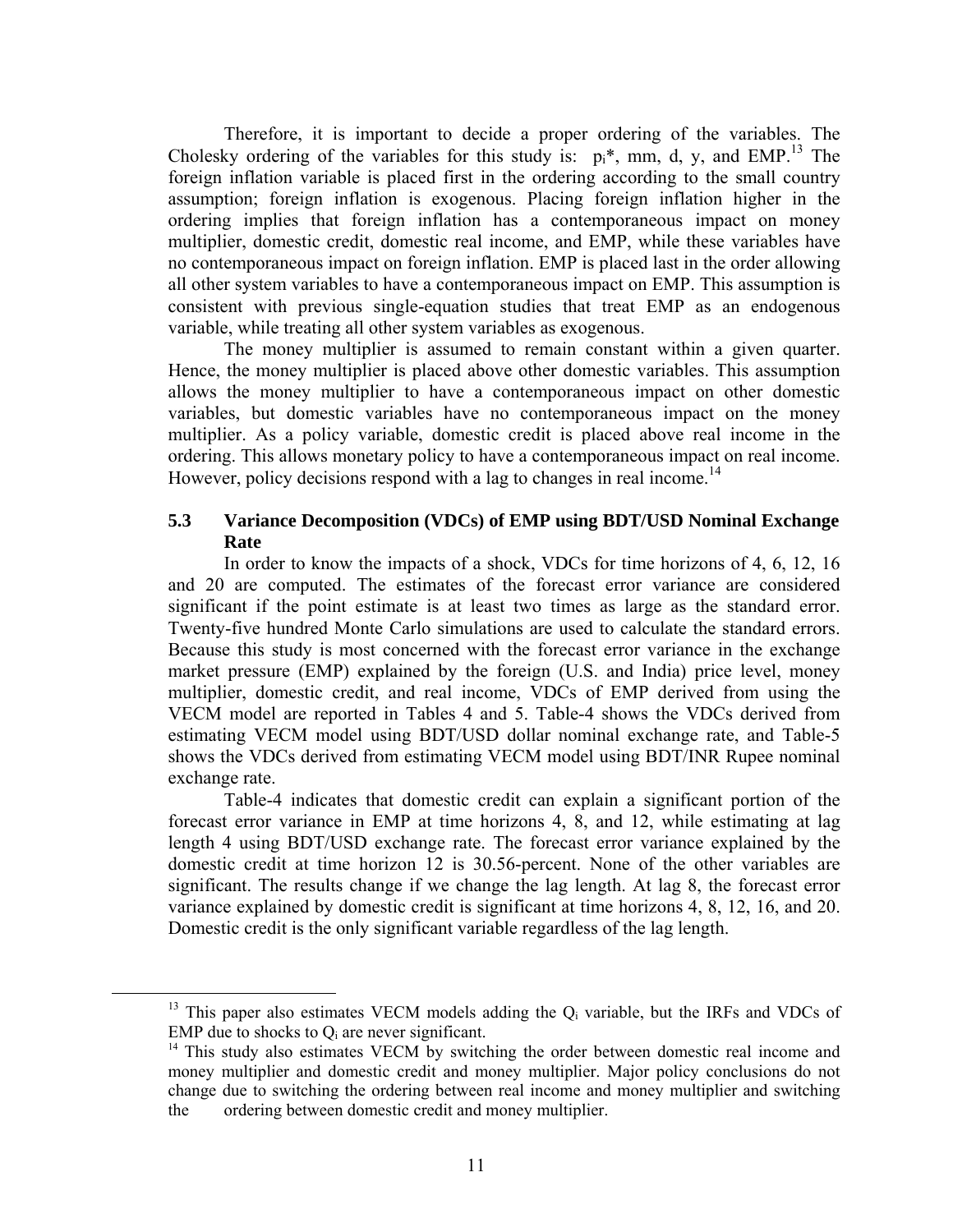Therefore, it is important to decide a proper ordering of the variables. The Cholesky ordering of the variables for this study is: $p_i$*, mm, d, y, and EMP.[13] The foreign inflation variable is placed first in the ordering according to the small country assumption; foreign inflation is exogenous. Placing foreign inflation higher in the ordering implies that foreign inflation has a contemporaneous impact on money multiplier, domestic credit, domestic real income, and EMP, while these variables have no contemporaneous impact on foreign inflation. EMP is placed last in the order allowing all other system variables to have a contemporaneous impact on EMP. This assumption is consistent with previous single-equation studies that treat EMP as an endogenous variable, while treating all other system variables as exogenous.

The money multiplier is assumed to remain constant within a given quarter. Hence, the money multiplier is placed above other domestic variables. This assumption allows the money multiplier to have a contemporaneous impact on other domestic variables, but domestic variables have no contemporaneous impact on the money multiplier. As a policy variable, domestic credit is placed above real income in the ordering. This allows monetary policy to have a contemporaneous impact on real income. However, policy decisions respond with a lag to changes in real income.[14]

### 5.3 Variance Decomposition (VDCs) of EMP using BDT/USD Nominal Exchange Rate

In order to know the impacts of a shock, VDCs for time horizons of 4, 6, 12, 16 and 20 are computed. The estimates of the forecast error variance are considered significant if the point estimate is at least two times as large as the standard error. Twenty-five hundred Monte Carlo simulations are used to calculate the standard errors. Because this study is most concerned with the forecast error variance in the exchange market pressure (EMP) explained by the foreign (U.S. and India) price level, money multiplier, domestic credit, and real income, VDCs of EMP derived from using the VECM model are reported in Tables 4 and 5. Table-4 shows the VDCs derived from estimating VECM model using BDT/USD dollar nominal exchange rate, and Table-5 shows the VDCs derived from estimating VECM model using BDT/INR Rupee nominal exchange rate.

Table-4 indicates that domestic credit can explain a significant portion of the forecast error variance in EMP at time horizons 4, 8, and 12, while estimating at lag length 4 using BDT/USD exchange rate. The forecast error variance explained by the domestic credit at time horizon 12 is 30.56-percent. None of the other variables are significant. The results change if we change the lag length. At lag 8, the forecast error variance explained by domestic credit is significant at time horizons 4, 8, 12, 16, and 20. Domestic credit is the only significant variable regardless of the lag length.

---

[13] This paper also estimates VECM models adding the $Q_i$ variable, but the IRFs and VDCs of EMP due to shocks to $Q_i$ are never significant.

[14] This study also estimates VECM by switching the order between domestic real income and money multiplier and domestic credit and money multiplier. Major policy conclusions do not change due to switching the ordering between real income and money multiplier and switching the ordering between domestic credit and money multiplier.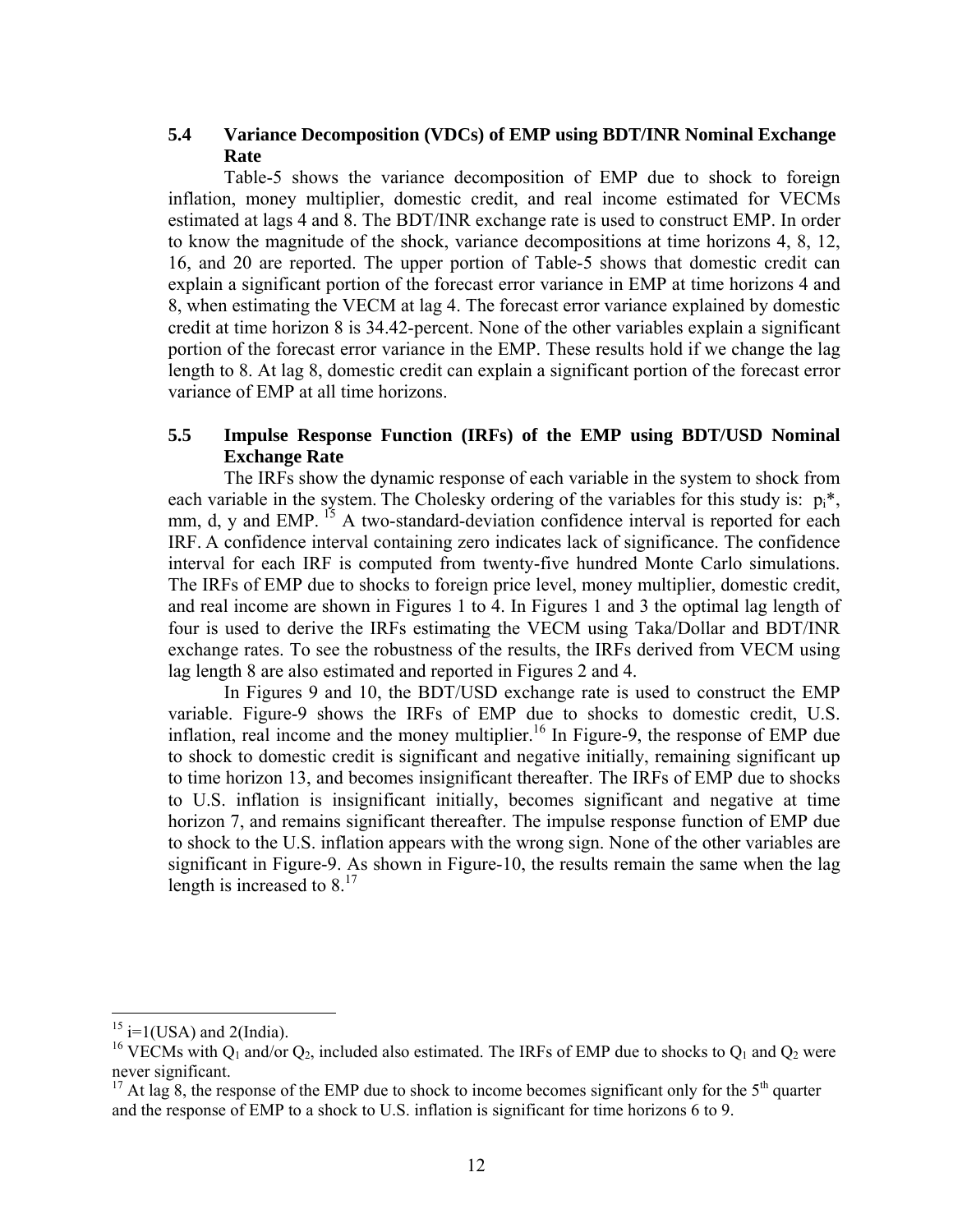### 5.4 Variance Decomposition (VDCs) of EMP using BDT/INR Nominal Exchange Rate

Table-5 shows the variance decomposition of EMP due to shock to foreign inflation, money multiplier, domestic credit, and real income estimated for VECMs estimated at lags 4 and 8. The BDT/INR exchange rate is used to construct EMP. In order to know the magnitude of the shock, variance decompositions at time horizons 4, 8, 12, 16, and 20 are reported. The upper portion of Table-5 shows that domestic credit can explain a significant portion of the forecast error variance in EMP at time horizons 4 and 8, when estimating the VECM at lag 4. The forecast error variance explained by domestic credit at time horizon 8 is 34.42-percent. None of the other variables explain a significant portion of the forecast error variance in the EMP. These results hold if we change the lag length to 8. At lag 8, domestic credit can explain a significant portion of the forecast error variance of EMP at all time horizons.

### 5.5 Impulse Response Function (IRFs) of the EMP using BDT/USD Nominal Exchange Rate

The IRFs show the dynamic response of each variable in the system to shock from each variable in the system. The Cholesky ordering of the variables for this study is: $p_i$*, mm, d, y and EMP. [15] A two-standard-deviation confidence interval is reported for each IRF. A confidence interval containing zero indicates lack of significance. The confidence interval for each IRF is computed from twenty-five hundred Monte Carlo simulations. The IRFs of EMP due to shocks to foreign price level, money multiplier, domestic credit, and real income are shown in Figures 1 to 4. In Figures 1 and 3 the optimal lag length of four is used to derive the IRFs estimating the VECM using Taka/Dollar and BDT/INR exchange rates. To see the robustness of the results, the IRFs derived from VECM using lag length 8 are also estimated and reported in Figures 2 and 4.

In Figures 9 and 10, the BDT/USD exchange rate is used to construct the EMP variable. Figure-9 shows the IRFs of EMP due to shocks to domestic credit, U.S. inflation, real income and the money multiplier.[16] In Figure-9, the response of EMP due to shock to domestic credit is significant and negative initially, remaining significant up to time horizon 13, and becomes insignificant thereafter. The IRFs of EMP due to shocks to U.S. inflation is insignificant initially, becomes significant and negative at time horizon 7, and remains significant thereafter. The impulse response function of EMP due to shock to the U.S. inflation appears with the wrong sign. None of the other variables are significant in Figure-9. As shown in Figure-10, the results remain the same when the lag length is increased to 8.[17]

---

[15] i=1(USA) and 2(India).

[16] VECMs with $Q_1$ and/or $Q_2$, included also estimated. The IRFs of EMP due to shocks to $Q_1$ and $Q_2$ were never significant.

[17] At lag 8, the response of the EMP due to shock to income becomes significant only for the 5th quarter and the response of EMP to a shock to U.S. inflation is significant for time horizons 6 to 9.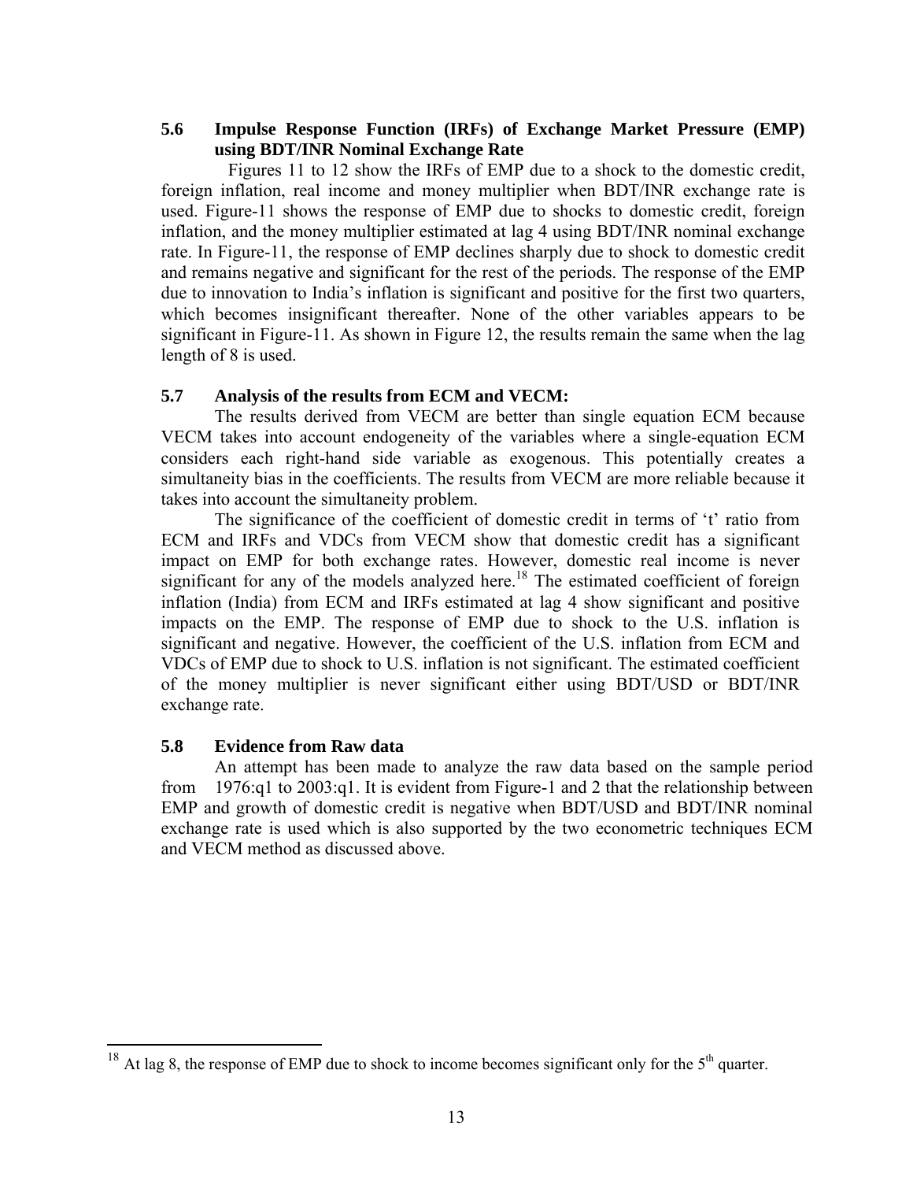### 5.6 Impulse Response Function (IRFs) of Exchange Market Pressure (EMP) using BDT/INR Nominal Exchange Rate

Figures 11 to 12 show the IRFs of EMP due to a shock to the domestic credit, foreign inflation, real income and money multiplier when BDT/INR exchange rate is used. Figure-11 shows the response of EMP due to shocks to domestic credit, foreign inflation, and the money multiplier estimated at lag 4 using BDT/INR nominal exchange rate. In Figure-11, the response of EMP declines sharply due to shock to domestic credit and remains negative and significant for the rest of the periods. The response of the EMP due to innovation to India's inflation is significant and positive for the first two quarters, which becomes insignificant thereafter. None of the other variables appears to be significant in Figure-11. As shown in Figure 12, the results remain the same when the lag length of 8 is used.

### 5.7 Analysis of the results from ECM and VECM:

The results derived from VECM are better than single equation ECM because VECM takes into account endogeneity of the variables where a single-equation ECM considers each right-hand side variable as exogenous. This potentially creates a simultaneity bias in the coefficients. The results from VECM are more reliable because it takes into account the simultaneity problem.

The significance of the coefficient of domestic credit in terms of 't' ratio from ECM and IRFs and VDCs from VECM show that domestic credit has a significant impact on EMP for both exchange rates. However, domestic real income is never significant for any of the models analyzed here.[18] The estimated coefficient of foreign inflation (India) from ECM and IRFs estimated at lag 4 show significant and positive impacts on the EMP. The response of EMP due to shock to the U.S. inflation is significant and negative. However, the coefficient of the U.S. inflation from ECM and VDCs of EMP due to shock to U.S. inflation is not significant. The estimated coefficient of the money multiplier is never significant either using BDT/USD or BDT/INR exchange rate.

### 5.8 Evidence from Raw data

An attempt has been made to analyze the raw data based on the sample period from 1976:q1 to 2003:q1. It is evident from Figure-1 and 2 that the relationship between EMP and growth of domestic credit is negative when BDT/USD and BDT/INR nominal exchange rate is used which is also supported by the two econometric techniques ECM and VECM method as discussed above.

---

[18] At lag 8, the response of EMP due to shock to income becomes significant only for the 5th quarter.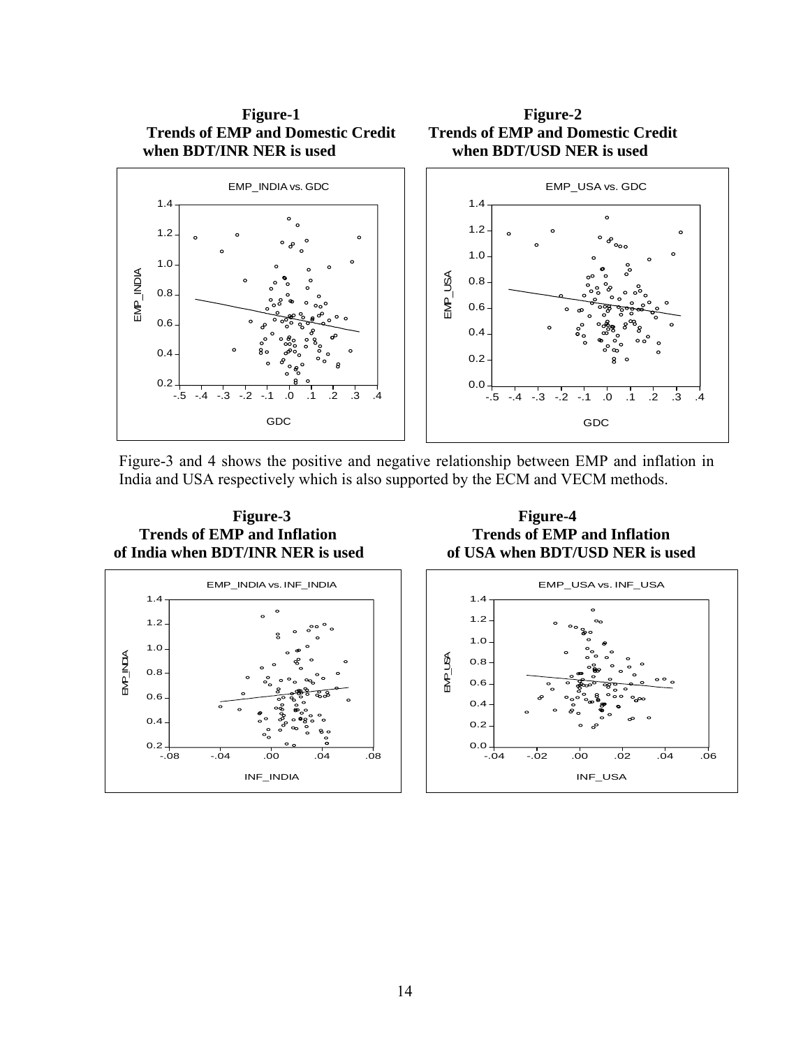**Figure-1**
**Trends of EMP and Domestic Credit when BDT/INR NER is used**

EMP_INDIA vs. GDC

EMP_INDIA

1.4
1.2
1.0
0.8
0.6
0.4
0.2

-.5 -.4 -.3 -.2 -.1 .0 .1 .2 .3 .4

GDC

**Figure-2**
**Trends of EMP and Domestic Credit when BDT/USD NER is used**

EMP_USA vs. GDC

EMP_USA

1.4
1.2
1.0
0.8
0.6
0.4
0.2
0.0

-.5 -.4 -.3 -.2 -.1 .0 .1 .2 .3 .4

GDC

Figure-3 and 4 shows the positive and negative relationship between EMP and inflation in India and USA respectively which is also supported by the ECM and VECM methods.

**Figure-3**
**Trends of EMP and Inflation of India when BDT/INR NER is used**

EMP_INDIA vs. INF_INDIA

EMP_INDIA

1.4
1.2
1.0
0.8
0.6
0.4
0.2

-.08 -.04 .00 .04 .08

INF_INDIA

**Figure-4**
**Trends of EMP and Inflation of USA when BDT/USD NER is used**

EMP_USA vs. INF_USA

EMP_USA

1.4
1.2
1.0
0.8
0.6
0.4
0.2
0.0

-.04 -.02 .00 .02 .04 .06

INF_USA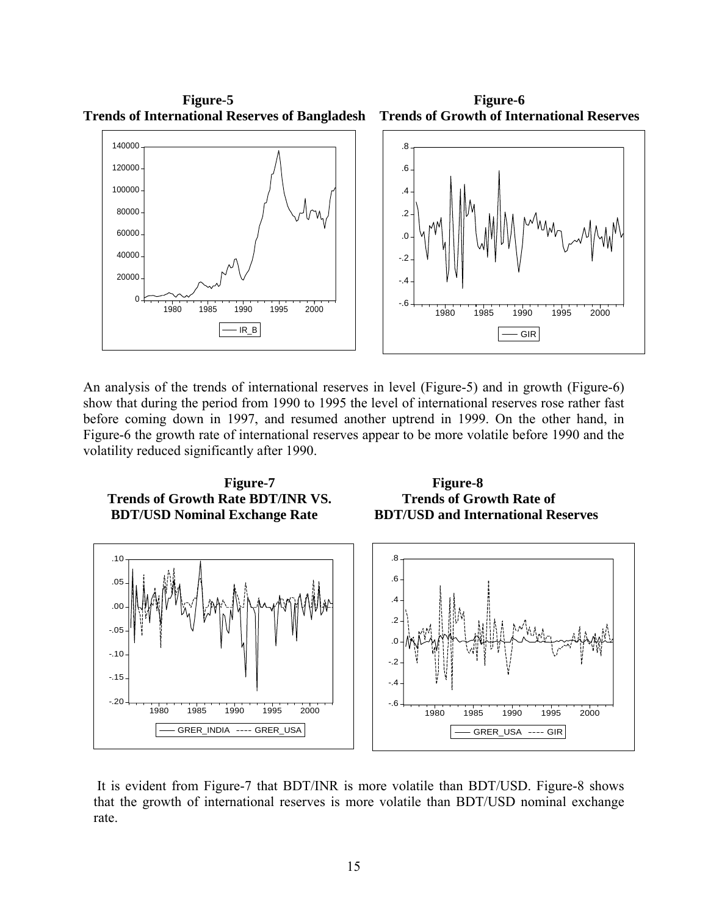**Figure-5**
**Trends of International Reserves of Bangladesh**

140000
120000
100000
80000
60000
40000
20000
0
1980 1985 1990 1995 2000
IR_B

**Figure-6**
**Trends of Growth of International Reserves**

.8
.6
.4
.2
.0
-.2
-.4
-.6
1980 1985 1990 1995 2000
GIR

An analysis of the trends of international reserves in level (Figure-5) and in growth (Figure-6) show that during the period from 1990 to 1995 the level of international reserves rose rather fast before coming down in 1997, and resumed another uptrend in 1999. On the other hand, in Figure-6 the growth rate of international reserves appear to be more volatile before 1990 and the volatility reduced significantly after 1990.

**Figure-7**
**Trends of Growth Rate BDT/INR VS. BDT/USD Nominal Exchange Rate**

.10
.05
.00
-.05
-.10
-.15
-.20
1980 1985 1990 1995 2000
GRER_INDIA ---- GRER_USA

**Figure-8**
**Trends of Growth Rate of BDT/USD and International Reserves**

.8
.6
.4
.2
.0
-.2
-.4
-.6
1980 1985 1990 1995 2000
GRER_USA ---- GIR

It is evident from Figure-7 that BDT/INR is more volatile than BDT/USD. Figure-8 shows that the growth of international reserves is more volatile than BDT/USD nominal exchange rate.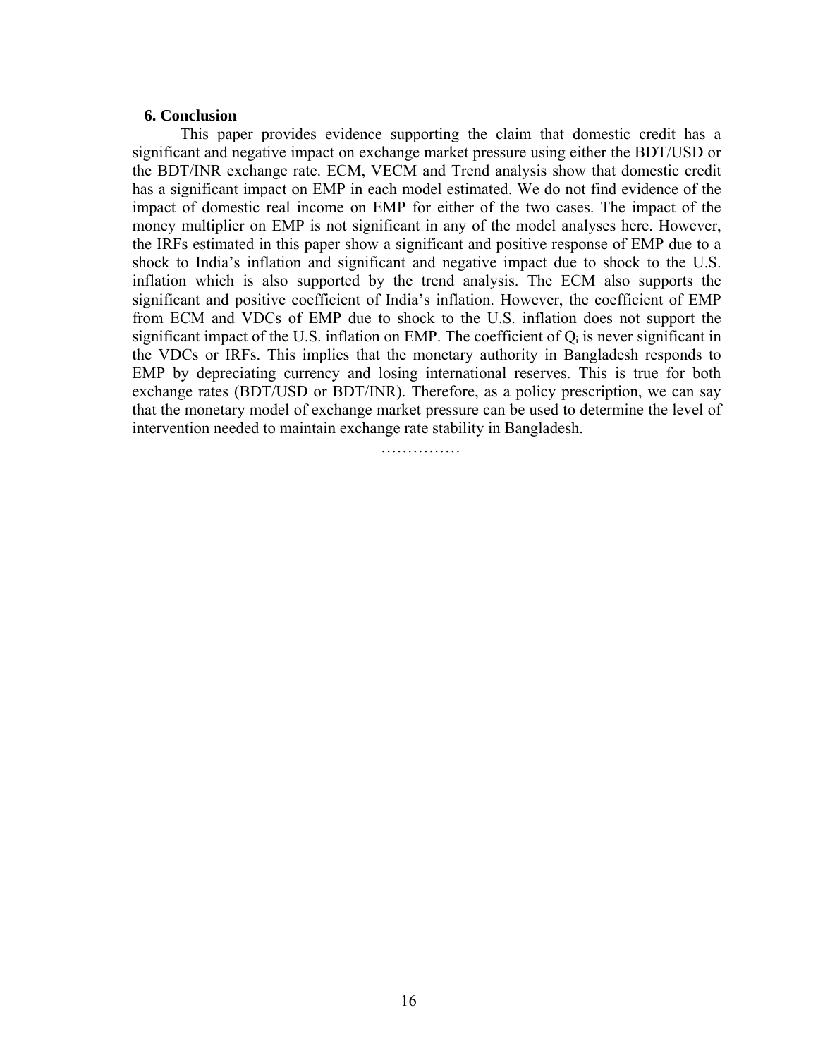## 6. Conclusion

This paper provides evidence supporting the claim that domestic credit has a significant and negative impact on exchange market pressure using either the BDT/USD or the BDT/INR exchange rate. ECM, VECM and Trend analysis show that domestic credit has a significant impact on EMP in each model estimated. We do not find evidence of the impact of domestic real income on EMP for either of the two cases. The impact of the money multiplier on EMP is not significant in any of the model analyses here. However, the IRFs estimated in this paper show a significant and positive response of EMP due to a shock to India's inflation and significant and negative impact due to shock to the U.S. inflation which is also supported by the trend analysis. The ECM also supports the significant and positive coefficient of India's inflation. However, the coefficient of EMP from ECM and VDCs of EMP due to shock to the U.S. inflation does not support the significant impact of the U.S. inflation on EMP. The coefficient of $Q_i$ is never significant in the VDCs or IRFs. This implies that the monetary authority in Bangladesh responds to EMP by depreciating currency and losing international reserves. This is true for both exchange rates (BDT/USD or BDT/INR). Therefore, as a policy prescription, we can say that the monetary model of exchange market pressure can be used to determine the level of intervention needed to maintain exchange rate stability in Bangladesh.

……………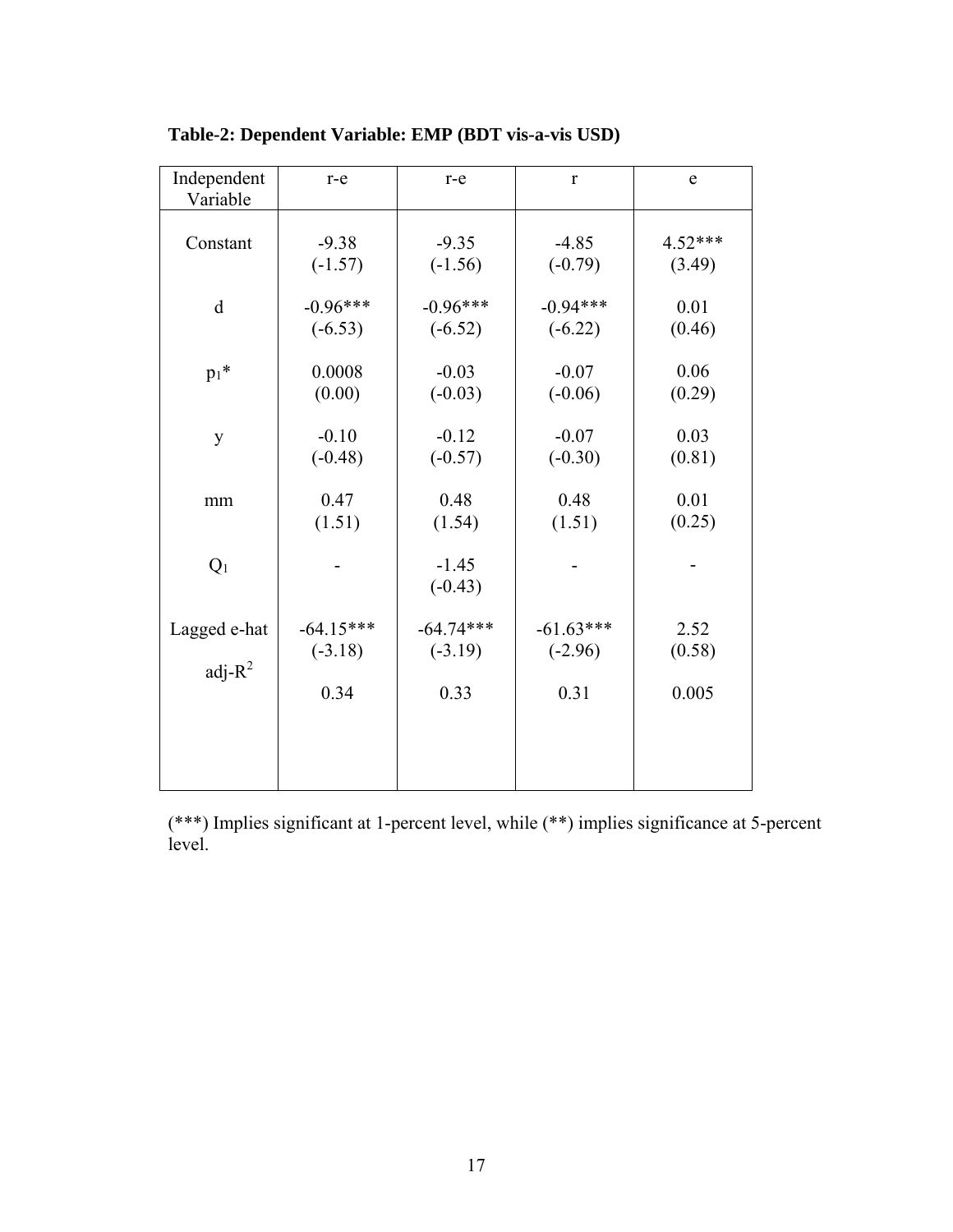**Table-2: Dependent Variable: EMP (BDT vis-a-vis USD)**

| Independent Variable | r-e | r-e | r | e |
|---|---|---|---|---|
| Constant | -9.38 | -9.35 | -4.85 | 4.52*** |
| | (-1.57) | (-1.56) | (-0.79) | (3.49) |
| d | -0.96*** | -0.96*** | -0.94*** | 0.01 |
| | (-6.53) | (-6.52) | (-6.22) | (0.46) |
| $p_1$* | 0.0008 | -0.03 | -0.07 | 0.06 |
| | (0.00) | (-0.03) | (-0.06) | (0.29) |
| y | -0.10 | -0.12 | -0.07 | 0.03 |
| | (-0.48) | (-0.57) | (-0.30) | (0.81) |
| mm | 0.47 | 0.48 | 0.48 | 0.01 |
| | (1.51) | (1.54) | (1.51) | (0.25) |
| $Q_1$ | - | -1.45 | - | - |
| | | (-0.43) | | |
| Lagged e-hat | -64.15*** | -64.74*** | -61.63*** | 2.52 |
| | (-3.18) | (-3.19) | (-2.96) | (0.58) |
| adj-$R^2$ | 0.34 | 0.33 | 0.31 | 0.005 |

(***) Implies significant at 1-percent level, while (**) implies significance at 5-percent level.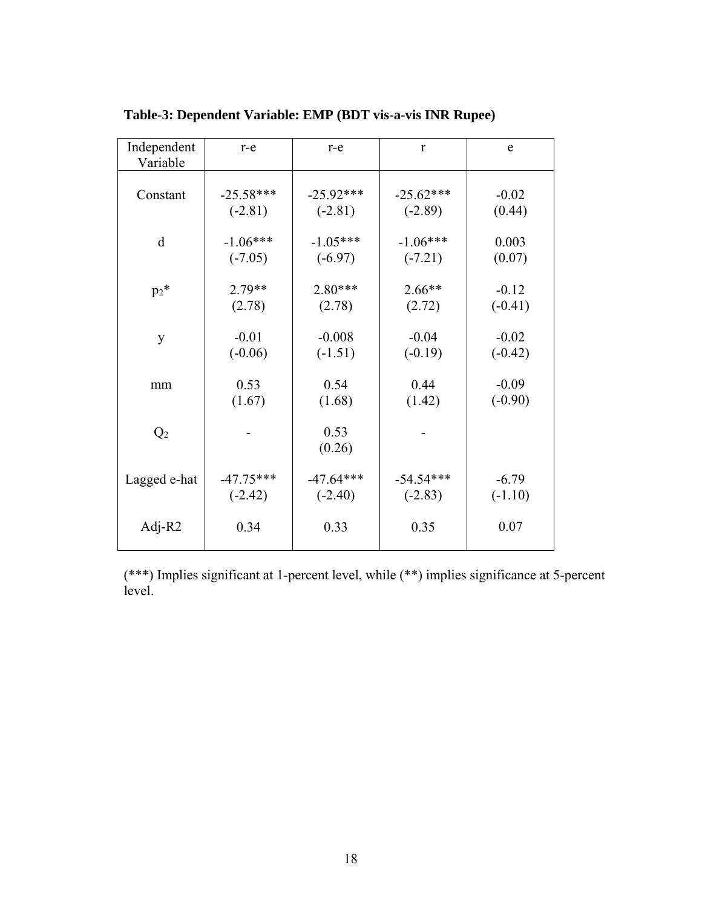**Table-3: Dependent Variable: EMP (BDT vis-a-vis INR Rupee)**

| Independent Variable | r-e | r-e | r | e |
|---|---|---|---|---|
| Constant | -25.58***<br>(-2.81) | -25.92***<br>(-2.81) | -25.62***<br>(-2.89) | -0.02<br>(0.44) |
| d | -1.06***<br>(-7.05) | -1.05***<br>(-6.97) | -1.06***<br>(-7.21) | 0.003<br>(0.07) |
| $p_2$* | 2.79**<br>(2.78) | 2.80***<br>(2.78) | 2.66**<br>(2.72) | -0.12<br>(-0.41) |
| y | -0.01<br>(-0.06) | -0.008<br>(-1.51) | -0.04<br>(-0.19) | -0.02<br>(-0.42) |
| mm | 0.53<br>(1.67) | 0.54<br>(1.68) | 0.44<br>(1.42) | -0.09<br>(-0.90) |
| $Q_2$ | - | 0.53<br>(0.26) | - | |
| Lagged e-hat | -47.75***<br>(-2.42) | -47.64***<br>(-2.40) | -54.54***<br>(-2.83) | -6.79<br>(-1.10) |
| Adj-R2 | 0.34 | 0.33 | 0.35 | 0.07 |

(***) Implies significant at 1-percent level, while (**) implies significance at 5-percent level.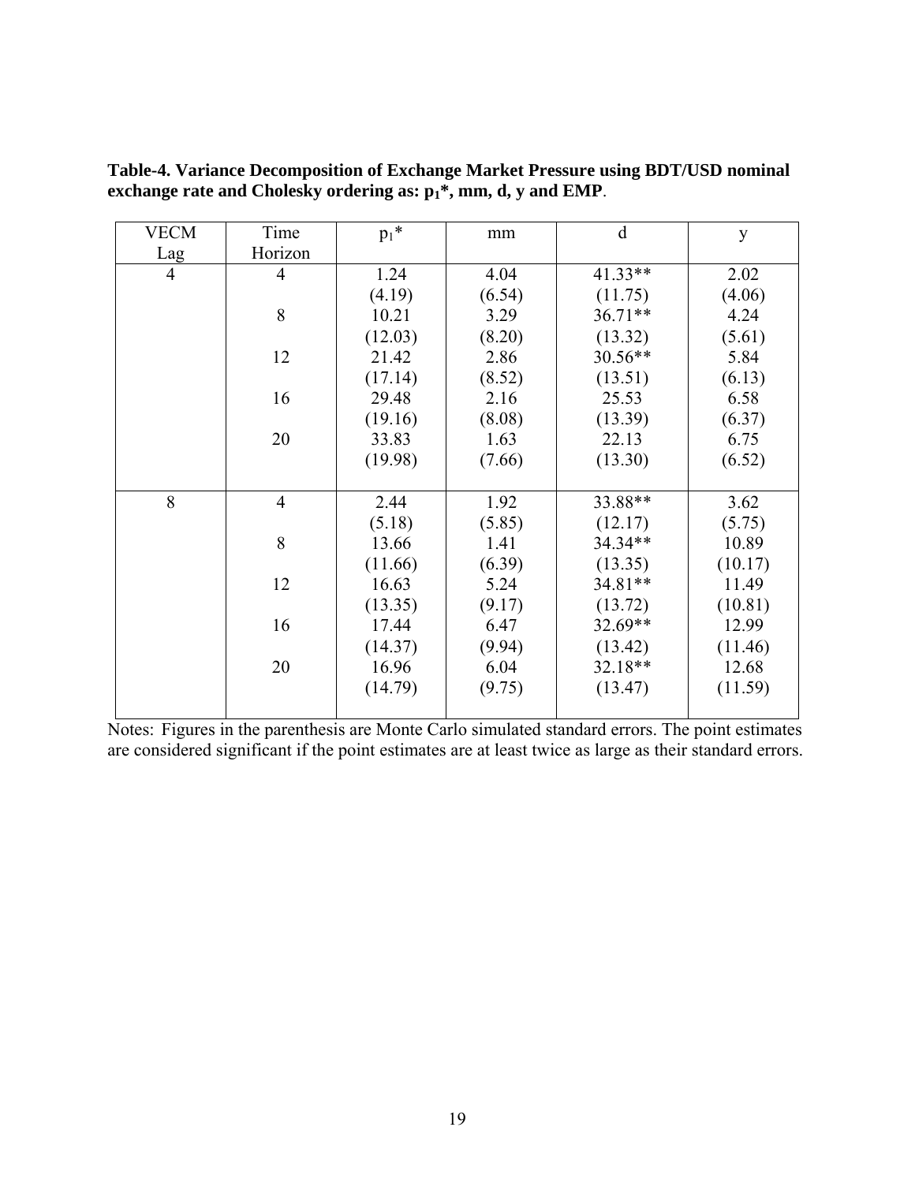**Table-4. Variance Decomposition of Exchange Market Pressure using BDT/USD nominal exchange rate and Cholesky ordering as: $p_1$*, mm, d, y and EMP**.

| VECM Lag | Time Horizon | $p_1$* | mm | d | y |
|---|---|---|---|---|---|
| 4 | 4 | 1.24 | 4.04 | 41.33** | 2.02 |
| | | (4.19) | (6.54) | (11.75) | (4.06) |
| | 8 | 10.21 | 3.29 | 36.71** | 4.24 |
| | | (12.03) | (8.20) | (13.32) | (5.61) |
| | 12 | 21.42 | 2.86 | 30.56** | 5.84 |
| | | (17.14) | (8.52) | (13.51) | (6.13) |
| | 16 | 29.48 | 2.16 | 25.53 | 6.58 |
| | | (19.16) | (8.08) | (13.39) | (6.37) |
| | 20 | 33.83 | 1.63 | 22.13 | 6.75 |
| | | (19.98) | (7.66) | (13.30) | (6.52) |
| 8 | 4 | 2.44 | 1.92 | 33.88** | 3.62 |
| | | (5.18) | (5.85) | (12.17) | (5.75) |
| | 8 | 13.66 | 1.41 | 34.34** | 10.89 |
| | | (11.66) | (6.39) | (13.35) | (10.17) |
| | 12 | 16.63 | 5.24 | 34.81** | 11.49 |
| | | (13.35) | (9.17) | (13.72) | (10.81) |
| | 16 | 17.44 | 6.47 | 32.69** | 12.99 |
| | | (14.37) | (9.94) | (13.42) | (11.46) |
| | 20 | 16.96 | 6.04 | 32.18** | 12.68 |
| | | (14.79) | (9.75) | (13.47) | (11.59) |

Notes: Figures in the parenthesis are Monte Carlo simulated standard errors. The point estimates are considered significant if the point estimates are at least twice as large as their standard errors.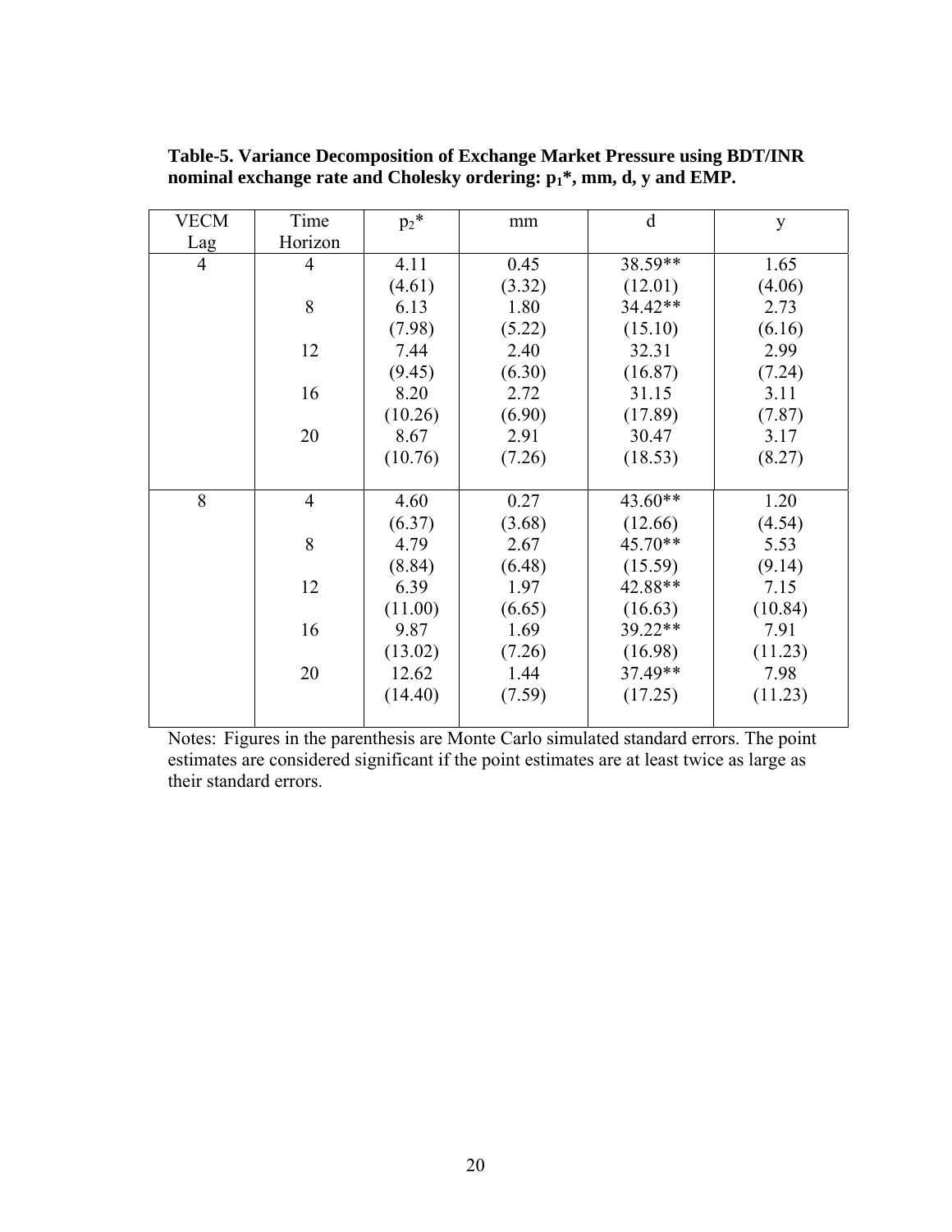**Table-5. Variance Decomposition of Exchange Market Pressure using BDT/INR nominal exchange rate and Cholesky ordering: $p_1$*, mm, d, y and EMP.**

| VECM Lag | Time Horizon | $p_2$* | mm | d | y |
|---|---|---|---|---|---|
| 4 | 4 | 4.11 | 0.45 | 38.59** | 1.65 |
| | | (4.61) | (3.32) | (12.01) | (4.06) |
| | 8 | 6.13 | 1.80 | 34.42** | 2.73 |
| | | (7.98) | (5.22) | (15.10) | (6.16) |
| | 12 | 7.44 | 2.40 | 32.31 | 2.99 |
| | | (9.45) | (6.30) | (16.87) | (7.24) |
| | 16 | 8.20 | 2.72 | 31.15 | 3.11 |
| | | (10.26) | (6.90) | (17.89) | (7.87) |
| | 20 | 8.67 | 2.91 | 30.47 | 3.17 |
| | | (10.76) | (7.26) | (18.53) | (8.27) |
| 8 | 4 | 4.60 | 0.27 | 43.60** | 1.20 |
| | | (6.37) | (3.68) | (12.66) | (4.54) |
| | 8 | 4.79 | 2.67 | 45.70** | 5.53 |
| | | (8.84) | (6.48) | (15.59) | (9.14) |
| | 12 | 6.39 | 1.97 | 42.88** | 7.15 |
| | | (11.00) | (6.65) | (16.63) | (10.84) |
| | 16 | 9.87 | 1.69 | 39.22** | 7.91 |
| | | (13.02) | (7.26) | (16.98) | (11.23) |
| | 20 | 12.62 | 1.44 | 37.49** | 7.98 |
| | | (14.40) | (7.59) | (17.25) | (11.23) |

Notes: Figures in the parenthesis are Monte Carlo simulated standard errors. The point estimates are considered significant if the point estimates are at least twice as large as their standard errors.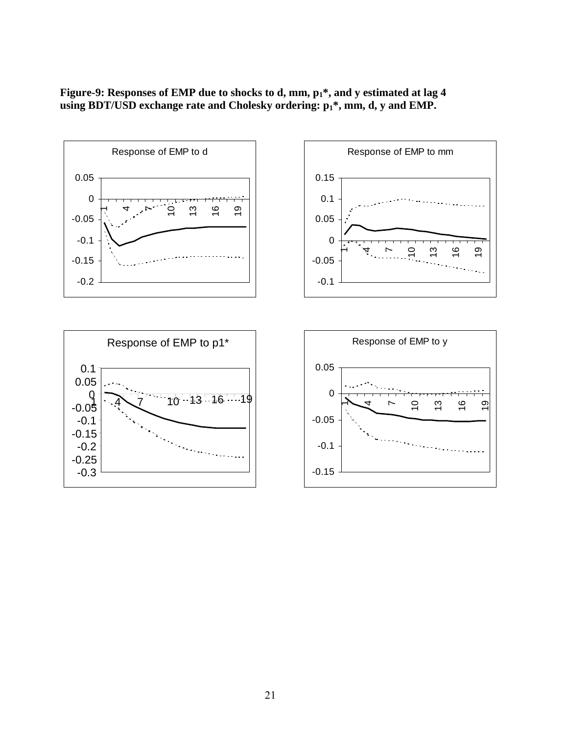**Figure-9: Responses of EMP due to shocks to d, mm, $p_1$*, and y estimated at lag 4 using BDT/USD exchange rate and Cholesky ordering: $p_1$*, mm, d, y and EMP.**

Response of EMP to d

0.05
0
-0.05
-0.1
-0.15
-0.2

1 4 7 10 13 16 19

Response of EMP to mm

0.15
0.1
0.05
0
-0.05
-0.1

1 4 7 10 13 16 19

Response of EMP to p1*

0.1
0.05
0
-0.05
-0.1
-0.15
-0.2
-0.25
-0.3

1 4 7 10 13 16 19

Response of EMP to y

0.05
0
-0.05
-0.1
-0.15

1 4 7 10 13 16 19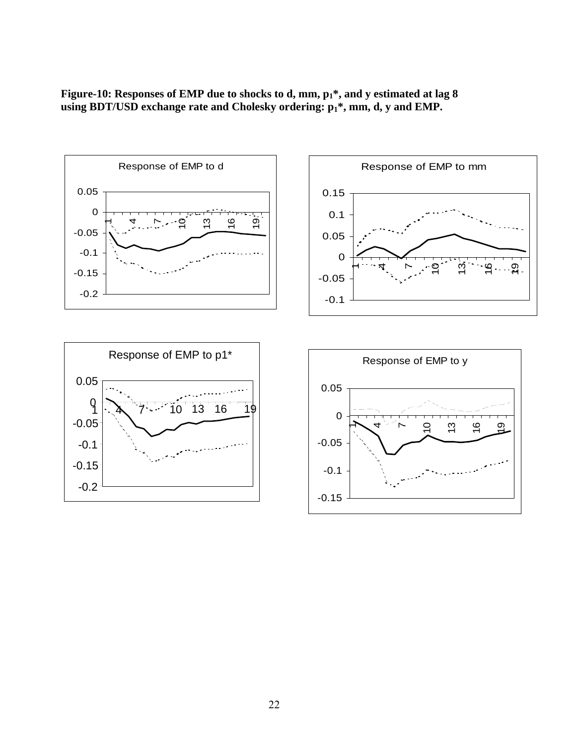**Figure-10: Responses of EMP due to shocks to d, mm, $p_1$\*, and y estimated at lag 8 using BDT/USD exchange rate and Cholesky ordering: $p_1$\*, mm, d, y and EMP.**

Response of EMP to d

0.05
0
-0.05
-0.1
-0.15
-0.2

1 4 7 10 13 16 19

Response of EMP to mm

0.15
0.1
0.05
0
-0.05
-0.1

1 4 7 10 13 16 19

Response of EMP to p1*

0.05
0
-0.05
-0.1
-0.15
-0.2

1 4 7 10 13 16 19

Response of EMP to y

0.05
0
-0.05
-0.1
-0.15

1 4 7 10 13 16 19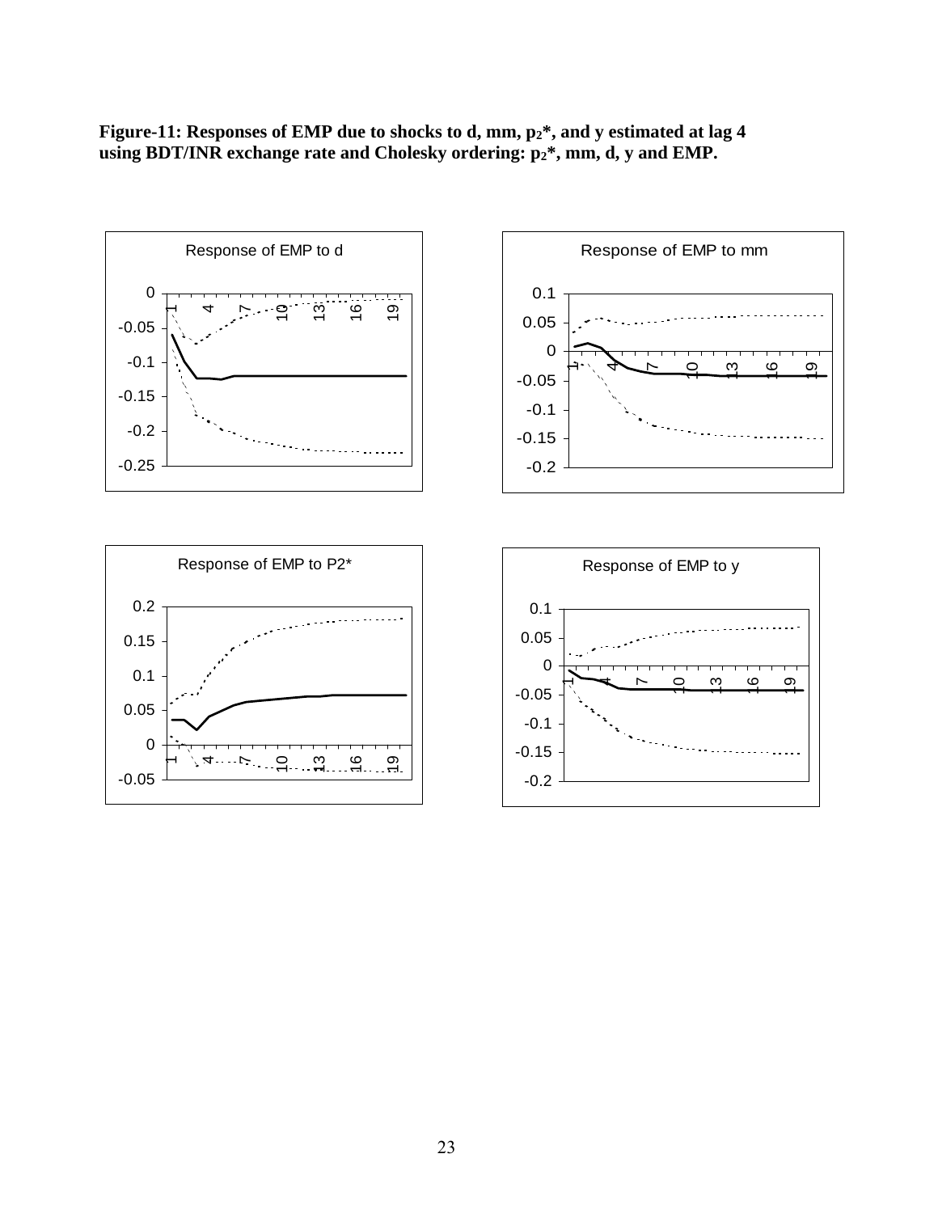**Figure-11: Responses of EMP due to shocks to d, mm, $p_2$\*, and y estimated at lag 4 using BDT/INR exchange rate and Cholesky ordering: $p_2$\*, mm, d, y and EMP.**

Response of EMP to d

Response of EMP to mm

Response of EMP to P2\*

Response of EMP to y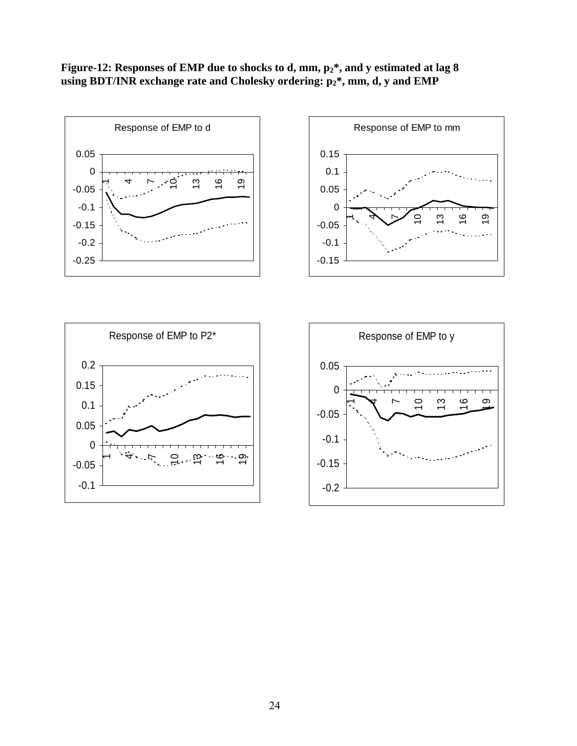**Figure-12: Responses of EMP due to shocks to d, mm, $p_2$*, and y estimated at lag 8 using BDT/INR exchange rate and Cholesky ordering: $p_2$*, mm, d, y and EMP**

Response of EMP to d

0.05
0
-0.05
-0.1
-0.15
-0.2
-0.25

1 4 7 10 13 16 19

Response of EMP to mm

0.15
0.1
0.05
0
-0.05
-0.1
-0.15

1 4 7 10 13 16 19

Response of EMP to P2*

0.2
0.15
0.1
0.05
0
-0.05
-0.1

1 4 7 10 13 16 19

Response of EMP to y

0.05
0
-0.05
-0.1
-0.15
-0.2

1 4 7 10 13 16 19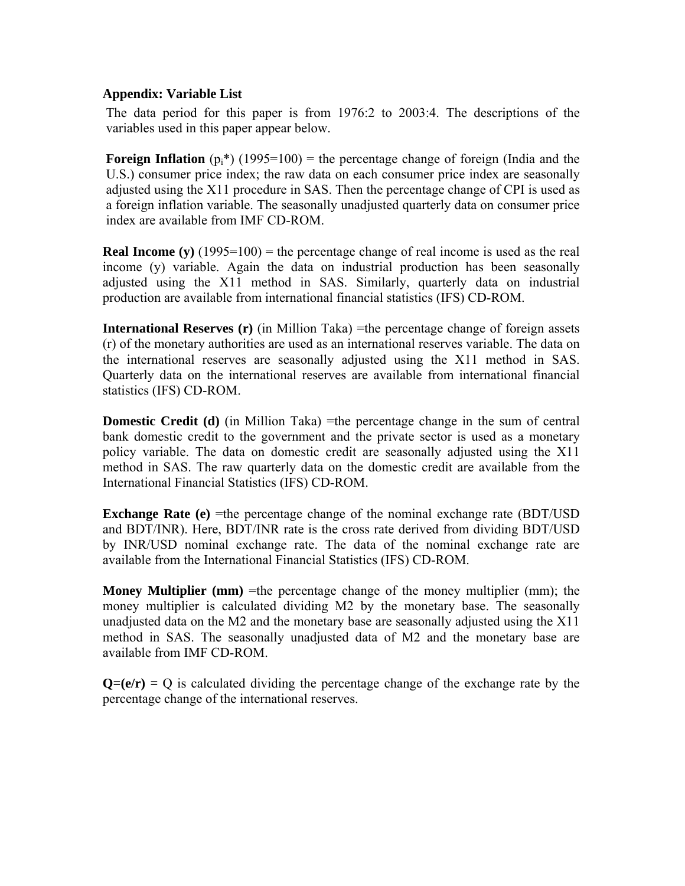## Appendix: Variable List

The data period for this paper is from 1976:2 to 2003:4. The descriptions of the variables used in this paper appear below.

**Foreign Inflation** ($p_i$*) (1995=100) = the percentage change of foreign (India and the U.S.) consumer price index; the raw data on each consumer price index are seasonally adjusted using the X11 procedure in SAS. Then the percentage change of CPI is used as a foreign inflation variable. The seasonally unadjusted quarterly data on consumer price index are available from IMF CD-ROM.

**Real Income (y)** (1995=100) = the percentage change of real income is used as the real income (y) variable. Again the data on industrial production has been seasonally adjusted using the X11 method in SAS. Similarly, quarterly data on industrial production are available from international financial statistics (IFS) CD-ROM.

**International Reserves (r)** (in Million Taka) =the percentage change of foreign assets (r) of the monetary authorities are used as an international reserves variable. The data on the international reserves are seasonally adjusted using the X11 method in SAS. Quarterly data on the international reserves are available from international financial statistics (IFS) CD-ROM.

**Domestic Credit (d)** (in Million Taka) =the percentage change in the sum of central bank domestic credit to the government and the private sector is used as a monetary policy variable. The data on domestic credit are seasonally adjusted using the X11 method in SAS. The raw quarterly data on the domestic credit are available from the International Financial Statistics (IFS) CD-ROM.

**Exchange Rate (e)** =the percentage change of the nominal exchange rate (BDT/USD and BDT/INR). Here, BDT/INR rate is the cross rate derived from dividing BDT/USD by INR/USD nominal exchange rate. The data of the nominal exchange rate are available from the International Financial Statistics (IFS) CD-ROM.

**Money Multiplier (mm)** =the percentage change of the money multiplier (mm); the money multiplier is calculated dividing M2 by the monetary base. The seasonally unadjusted data on the M2 and the monetary base are seasonally adjusted using the X11 method in SAS. The seasonally unadjusted data of M2 and the monetary base are available from IMF CD-ROM.

**Q=(e/r) =** Q is calculated dividing the percentage change of the exchange rate by the percentage change of the international reserves.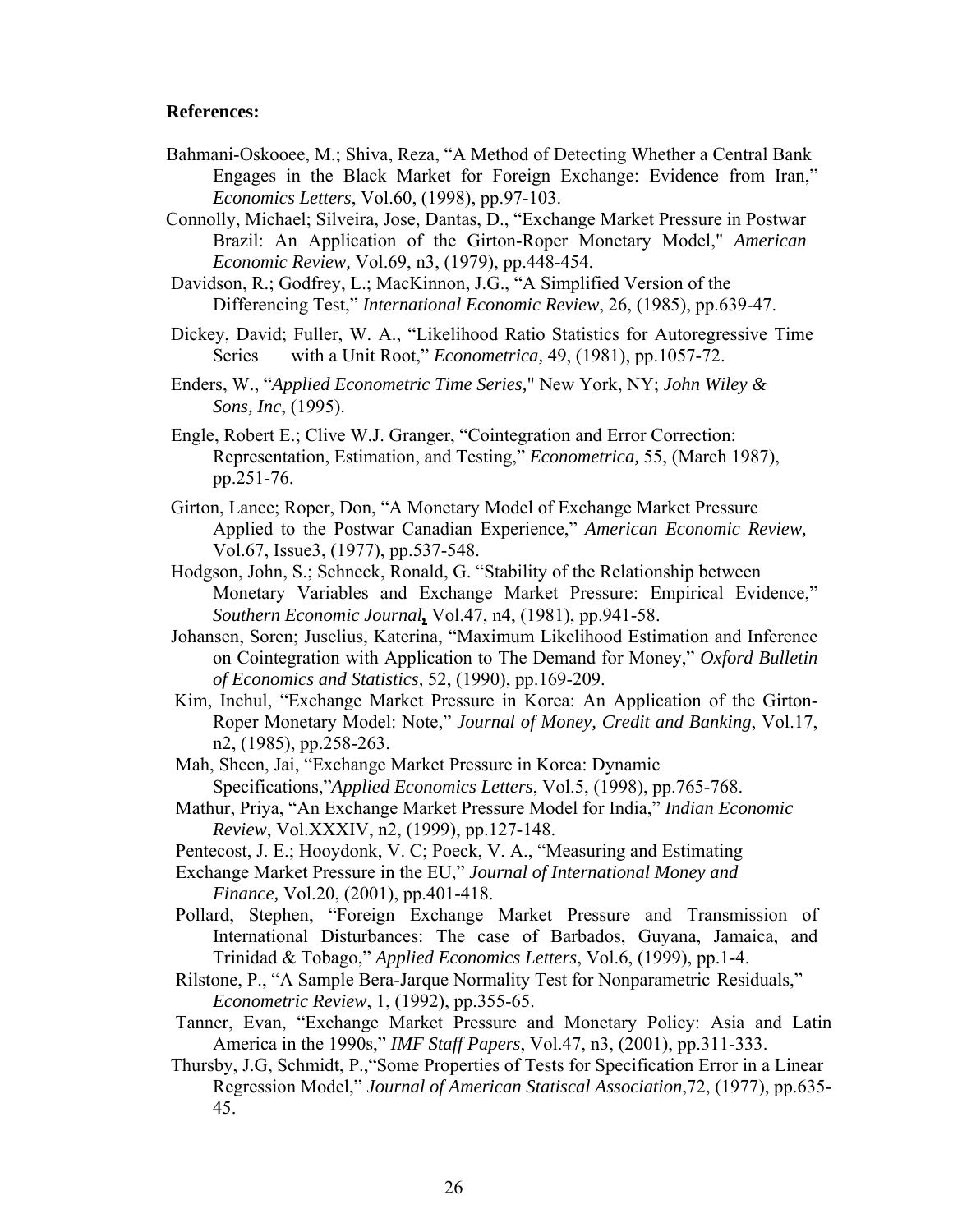**References:**

Bahmani-Oskooee, M.; Shiva, Reza, "A Method of Detecting Whether a Central Bank Engages in the Black Market for Foreign Exchange: Evidence from Iran," *Economics Letters*, Vol.60, (1998), pp.97-103.

Connolly, Michael; Silveira, Jose, Dantas, D., "Exchange Market Pressure in Postwar Brazil: An Application of the Girton-Roper Monetary Model," *American Economic Review,* Vol.69, n3, (1979), pp.448-454.

Davidson, R.; Godfrey, L.; MacKinnon, J.G., "A Simplified Version of the Differencing Test," *International Economic Review*, 26, (1985), pp.639-47.

Dickey, David; Fuller, W. A., "Likelihood Ratio Statistics for Autoregressive Time Series with a Unit Root," *Econometrica,* 49, (1981), pp.1057-72.

Enders, W., "*Applied Econometric Time Series,*" New York, NY; *John Wiley & Sons, Inc*, (1995).

Engle, Robert E.; Clive W.J. Granger, "Cointegration and Error Correction: Representation, Estimation, and Testing," *Econometrica,* 55, (March 1987), pp.251-76.

Girton, Lance; Roper, Don, "A Monetary Model of Exchange Market Pressure Applied to the Postwar Canadian Experience," *American Economic Review,* Vol.67, Issue3, (1977), pp.537-548.

Hodgson, John, S.; Schneck, Ronald, G. "Stability of the Relationship between Monetary Variables and Exchange Market Pressure: Empirical Evidence," *Southern Economic Journal***,** Vol.47, n4, (1981), pp.941-58.

Johansen, Soren; Juselius, Katerina, "Maximum Likelihood Estimation and Inference on Cointegration with Application to The Demand for Money," *Oxford Bulletin of Economics and Statistics,* 52, (1990), pp.169-209.

Kim, Inchul, "Exchange Market Pressure in Korea: An Application of the Girton-Roper Monetary Model: Note," *Journal of Money, Credit and Banking*, Vol.17, n2, (1985), pp.258-263.

Mah, Sheen, Jai, "Exchange Market Pressure in Korea: Dynamic Specifications,"*Applied Economics Letters*, Vol.5, (1998), pp.765-768.

Mathur, Priya, "An Exchange Market Pressure Model for India," *Indian Economic Review*, Vol.XXXIV, n2, (1999), pp.127-148.

Pentecost, J. E.; Hooydonk, V. C; Poeck, V. A., "Measuring and Estimating Exchange Market Pressure in the EU," *Journal of International Money and Finance,* Vol.20, (2001), pp.401-418.

Pollard, Stephen, "Foreign Exchange Market Pressure and Transmission of International Disturbances: The case of Barbados, Guyana, Jamaica, and Trinidad & Tobago," *Applied Economics Letters*, Vol.6, (1999), pp.1-4.

Rilstone, P., "A Sample Bera-Jarque Normality Test for Nonparametric Residuals," *Econometric Review*, 1, (1992), pp.355-65.

Tanner, Evan, "Exchange Market Pressure and Monetary Policy: Asia and Latin America in the 1990s," *IMF Staff Papers*, Vol.47, n3, (2001), pp.311-333.

Thursby, J.G, Schmidt, P.,"Some Properties of Tests for Specification Error in a Linear Regression Model," *Journal of American Statiscal Association*,72, (1977), pp.635-45.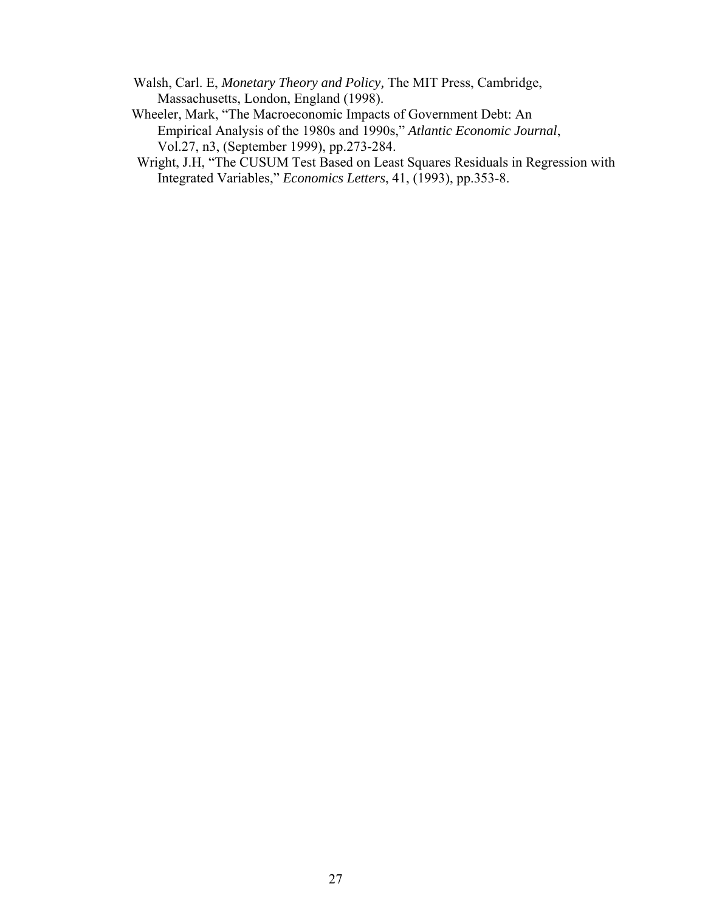Walsh, Carl. E, *Monetary Theory and Policy,* The MIT Press, Cambridge, Massachusetts, London, England (1998).

Wheeler, Mark, "The Macroeconomic Impacts of Government Debt: An Empirical Analysis of the 1980s and 1990s," *Atlantic Economic Journal*, Vol.27, n3, (September 1999), pp.273-284.

Wright, J.H, "The CUSUM Test Based on Least Squares Residuals in Regression with Integrated Variables," *Economics Letters*, 41, (1993), pp.353-8.